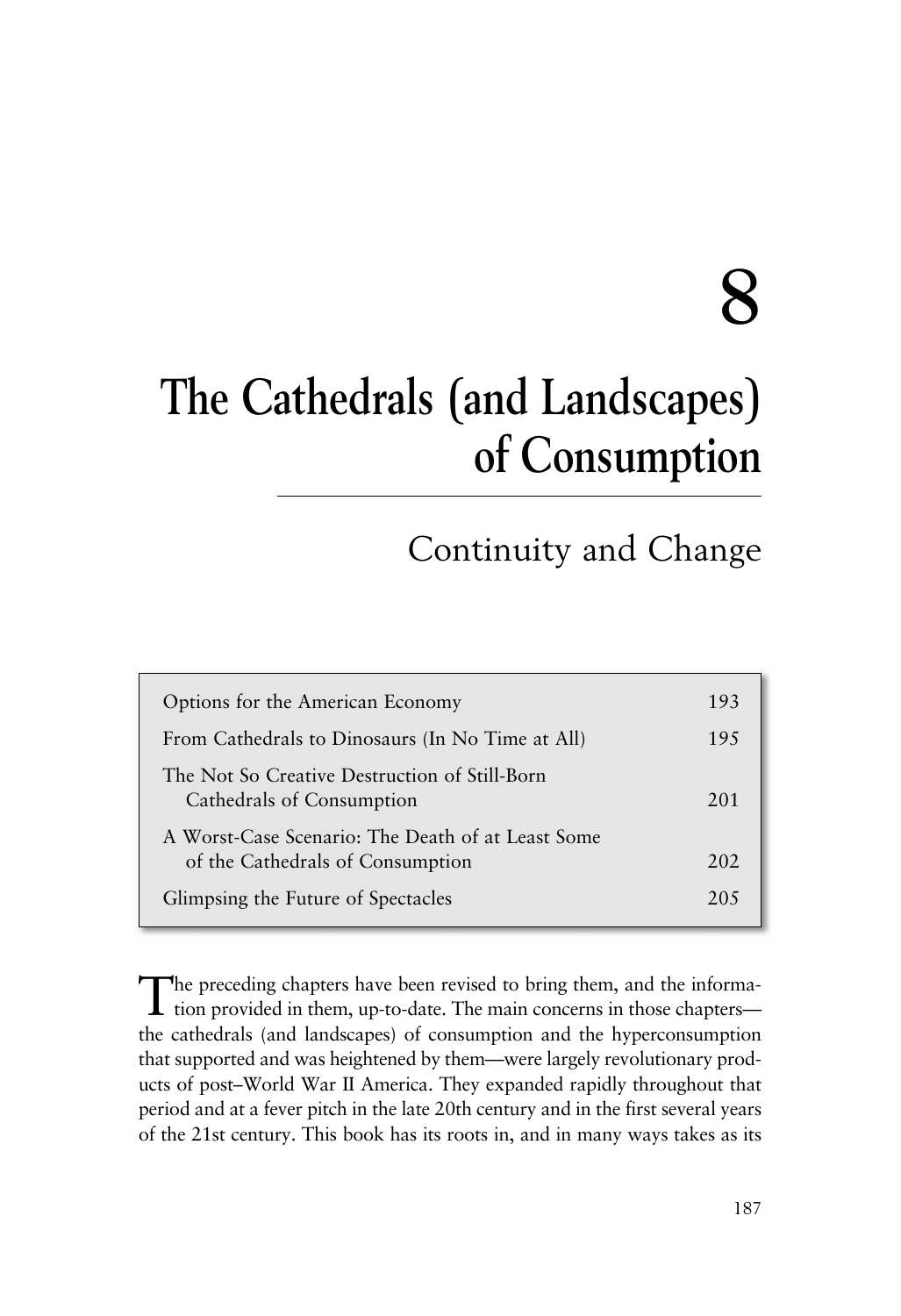# 8

# The Cathedrals (and Landscapes) of Consumption

## Continuity and Change

| | |
|---|---|
| Options for the American Economy | 193 |
| From Cathedrals to Dinosaurs (In No Time at All) | 195 |
| The Not So Creative Destruction of Still-Born Cathedrals of Consumption | 201 |
| A Worst-Case Scenario: The Death of at Least Some of the Cathedrals of Consumption | 202 |
| Glimpsing the Future of Spectacles | 205 |

The preceding chapters have been revised to bring them, and the information provided in them, up-to-date. The main concerns in those chapters—the cathedrals (and landscapes) of consumption and the hyperconsumption that supported and was heightened by them—were largely revolutionary products of post–World War II America. They expanded rapidly throughout that period and at a fever pitch in the late 20th century and in the first several years of the 21st century. This book has its roots in, and in many ways takes as its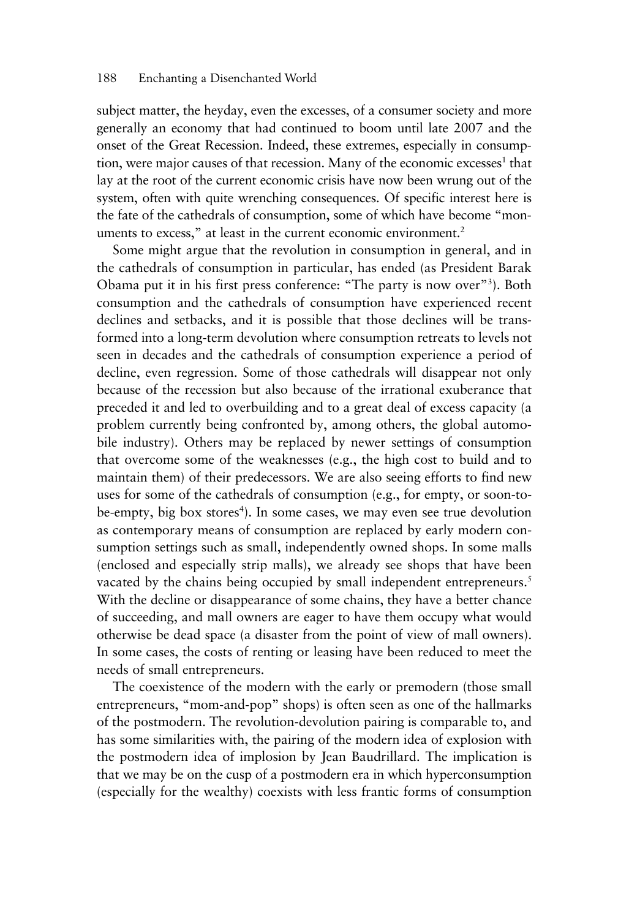subject matter, the heyday, even the excesses, of a consumer society and more generally an economy that had continued to boom until late 2007 and the onset of the Great Recession. Indeed, these extremes, especially in consumption, were major causes of that recession. Many of the economic excesses[1] that lay at the root of the current economic crisis have now been wrung out of the system, often with quite wrenching consequences. Of specific interest here is the fate of the cathedrals of consumption, some of which have become "monuments to excess," at least in the current economic environment.[2]

Some might argue that the revolution in consumption in general, and in the cathedrals of consumption in particular, has ended (as President Barak Obama put it in his first press conference: "The party is now over"[3]). Both consumption and the cathedrals of consumption have experienced recent declines and setbacks, and it is possible that those declines will be transformed into a long-term devolution where consumption retreats to levels not seen in decades and the cathedrals of consumption experience a period of decline, even regression. Some of those cathedrals will disappear not only because of the recession but also because of the irrational exuberance that preceded it and led to overbuilding and to a great deal of excess capacity (a problem currently being confronted by, among others, the global automobile industry). Others may be replaced by newer settings of consumption that overcome some of the weaknesses (e.g., the high cost to build and to maintain them) of their predecessors. We are also seeing efforts to find new uses for some of the cathedrals of consumption (e.g., for empty, or soon-to-be-empty, big box stores[4]). In some cases, we may even see true devolution as contemporary means of consumption are replaced by early modern consumption settings such as small, independently owned shops. In some malls (enclosed and especially strip malls), we already see shops that have been vacated by the chains being occupied by small independent entrepreneurs.[5] With the decline or disappearance of some chains, they have a better chance of succeeding, and mall owners are eager to have them occupy what would otherwise be dead space (a disaster from the point of view of mall owners). In some cases, the costs of renting or leasing have been reduced to meet the needs of small entrepreneurs.

The coexistence of the modern with the early or premodern (those small entrepreneurs, "mom-and-pop" shops) is often seen as one of the hallmarks of the postmodern. The revolution-devolution pairing is comparable to, and has some similarities with, the pairing of the modern idea of explosion with the postmodern idea of implosion by Jean Baudrillard. The implication is that we may be on the cusp of a postmodern era in which hyperconsumption (especially for the wealthy) coexists with less frantic forms of consumption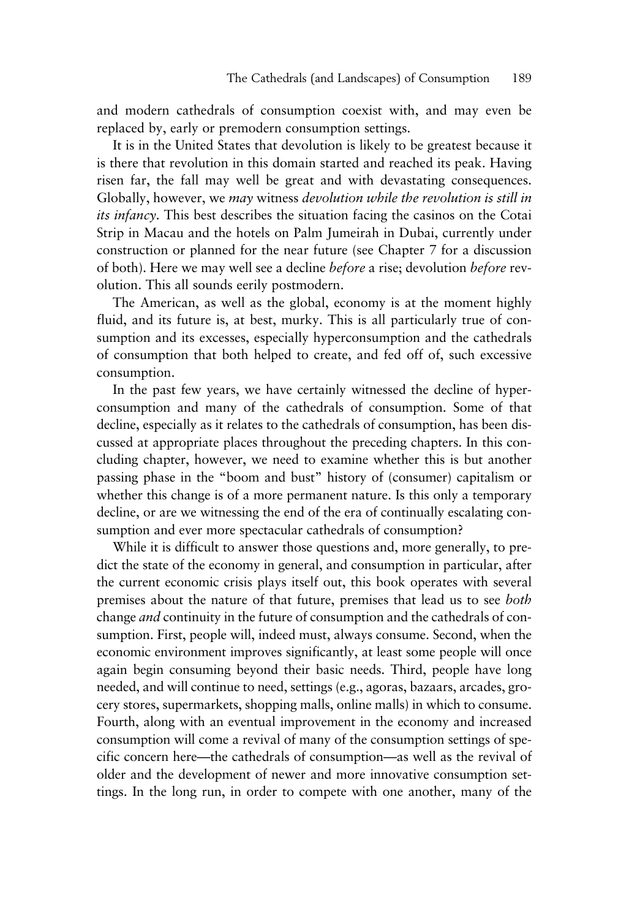and modern cathedrals of consumption coexist with, and may even be replaced by, early or premodern consumption settings.

It is in the United States that devolution is likely to be greatest because it is there that revolution in this domain started and reached its peak. Having risen far, the fall may well be great and with devastating consequences. Globally, however, we *may* witness *devolution while the revolution is still in its infancy*. This best describes the situation facing the casinos on the Cotai Strip in Macau and the hotels on Palm Jumeirah in Dubai, currently under construction or planned for the near future (see Chapter 7 for a discussion of both). Here we may well see a decline *before* a rise; devolution *before* revolution. This all sounds eerily postmodern.

The American, as well as the global, economy is at the moment highly fluid, and its future is, at best, murky. This is all particularly true of consumption and its excesses, especially hyperconsumption and the cathedrals of consumption that both helped to create, and fed off of, such excessive consumption.

In the past few years, we have certainly witnessed the decline of hyperconsumption and many of the cathedrals of consumption. Some of that decline, especially as it relates to the cathedrals of consumption, has been discussed at appropriate places throughout the preceding chapters. In this concluding chapter, however, we need to examine whether this is but another passing phase in the "boom and bust" history of (consumer) capitalism or whether this change is of a more permanent nature. Is this only a temporary decline, or are we witnessing the end of the era of continually escalating consumption and ever more spectacular cathedrals of consumption?

While it is difficult to answer those questions and, more generally, to predict the state of the economy in general, and consumption in particular, after the current economic crisis plays itself out, this book operates with several premises about the nature of that future, premises that lead us to see *both* change *and* continuity in the future of consumption and the cathedrals of consumption. First, people will, indeed must, always consume. Second, when the economic environment improves significantly, at least some people will once again begin consuming beyond their basic needs. Third, people have long needed, and will continue to need, settings (e.g., agoras, bazaars, arcades, grocery stores, supermarkets, shopping malls, online malls) in which to consume. Fourth, along with an eventual improvement in the economy and increased consumption will come a revival of many of the consumption settings of specific concern here—the cathedrals of consumption—as well as the revival of older and the development of newer and more innovative consumption settings. In the long run, in order to compete with one another, many of the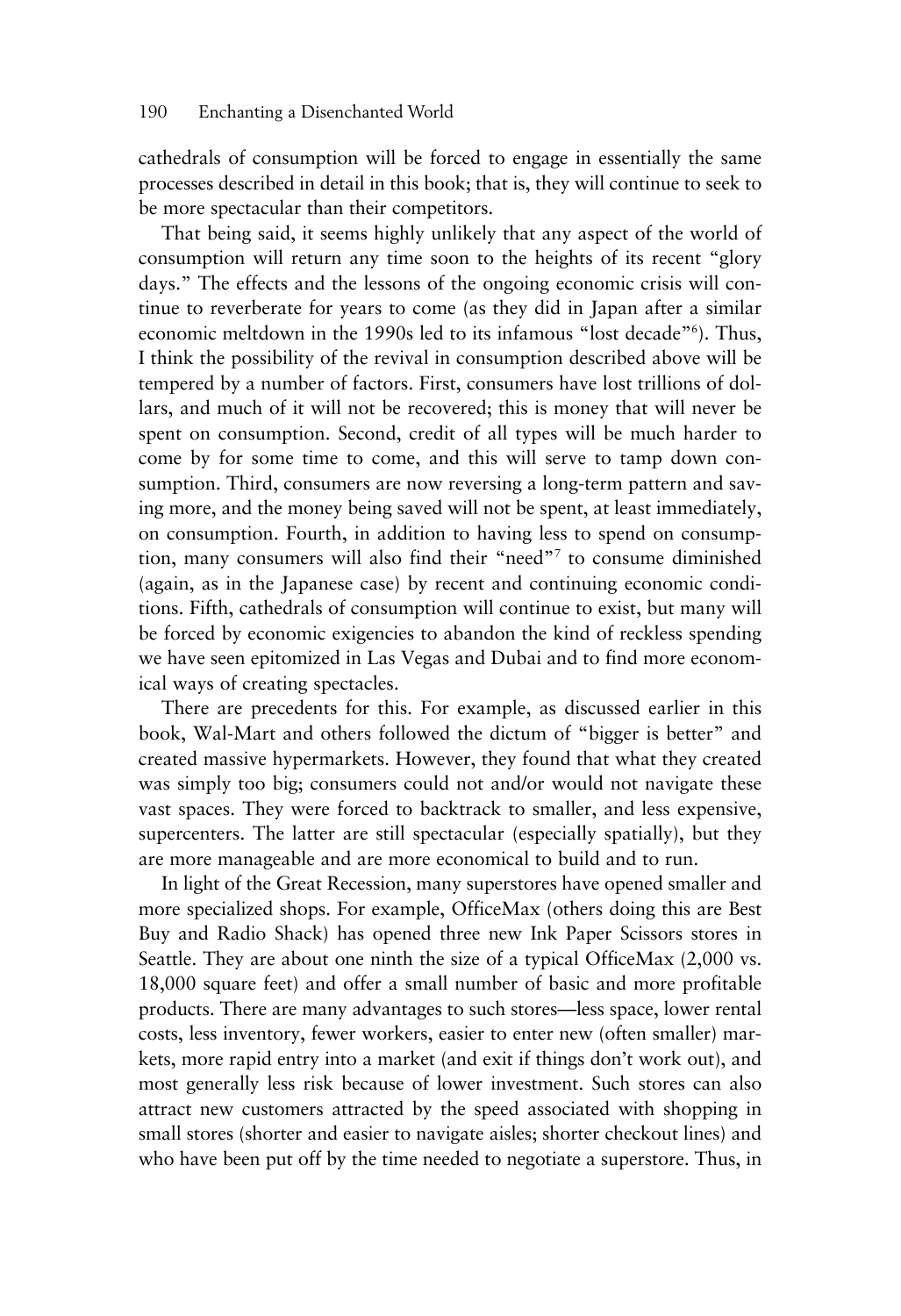cathedrals of consumption will be forced to engage in essentially the same processes described in detail in this book; that is, they will continue to seek to be more spectacular than their competitors.

That being said, it seems highly unlikely that any aspect of the world of consumption will return any time soon to the heights of its recent "glory days." The effects and the lessons of the ongoing economic crisis will continue to reverberate for years to come (as they did in Japan after a similar economic meltdown in the 1990s led to its infamous "lost decade"[6]). Thus, I think the possibility of the revival in consumption described above will be tempered by a number of factors. First, consumers have lost trillions of dollars, and much of it will not be recovered; this is money that will never be spent on consumption. Second, credit of all types will be much harder to come by for some time to come, and this will serve to tamp down consumption. Third, consumers are now reversing a long-term pattern and saving more, and the money being saved will not be spent, at least immediately, on consumption. Fourth, in addition to having less to spend on consumption, many consumers will also find their "need"[7] to consume diminished (again, as in the Japanese case) by recent and continuing economic conditions. Fifth, cathedrals of consumption will continue to exist, but many will be forced by economic exigencies to abandon the kind of reckless spending we have seen epitomized in Las Vegas and Dubai and to find more economical ways of creating spectacles.

There are precedents for this. For example, as discussed earlier in this book, Wal-Mart and others followed the dictum of "bigger is better" and created massive hypermarkets. However, they found that what they created was simply too big; consumers could not and/or would not navigate these vast spaces. They were forced to backtrack to smaller, and less expensive, supercenters. The latter are still spectacular (especially spatially), but they are more manageable and are more economical to build and to run.

In light of the Great Recession, many superstores have opened smaller and more specialized shops. For example, OfficeMax (others doing this are Best Buy and Radio Shack) has opened three new Ink Paper Scissors stores in Seattle. They are about one ninth the size of a typical OfficeMax (2,000 vs. 18,000 square feet) and offer a small number of basic and more profitable products. There are many advantages to such stores—less space, lower rental costs, less inventory, fewer workers, easier to enter new (often smaller) markets, more rapid entry into a market (and exit if things don't work out), and most generally less risk because of lower investment. Such stores can also attract new customers attracted by the speed associated with shopping in small stores (shorter and easier to navigate aisles; shorter checkout lines) and who have been put off by the time needed to negotiate a superstore. Thus, in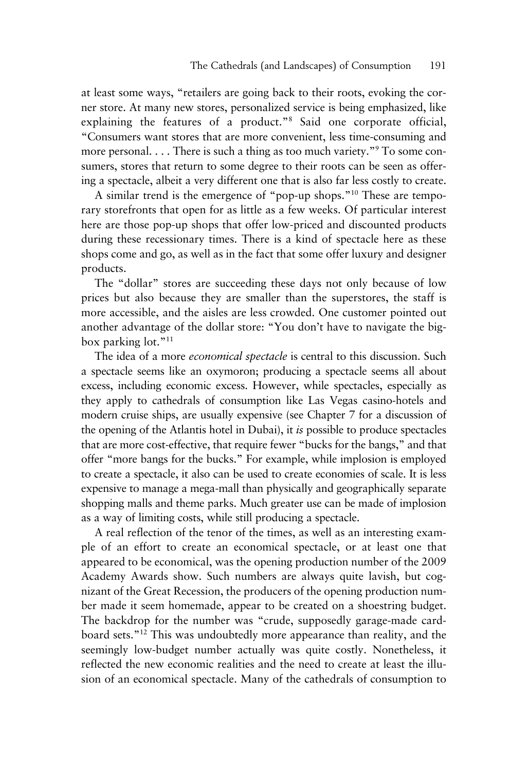at least some ways, "retailers are going back to their roots, evoking the corner store. At many new stores, personalized service is being emphasized, like explaining the features of a product."[8] Said one corporate official, "Consumers want stores that are more convenient, less time-consuming and more personal. . . . There is such a thing as too much variety."[9] To some consumers, stores that return to some degree to their roots can be seen as offering a spectacle, albeit a very different one that is also far less costly to create.

A similar trend is the emergence of "pop-up shops."[10] These are temporary storefronts that open for as little as a few weeks. Of particular interest here are those pop-up shops that offer low-priced and discounted products during these recessionary times. There is a kind of spectacle here as these shops come and go, as well as in the fact that some offer luxury and designer products.

The "dollar" stores are succeeding these days not only because of low prices but also because they are smaller than the superstores, the staff is more accessible, and the aisles are less crowded. One customer pointed out another advantage of the dollar store: "You don't have to navigate the big-box parking lot."[11]

The idea of a more *economical spectacle* is central to this discussion. Such a spectacle seems like an oxymoron; producing a spectacle seems all about excess, including economic excess. However, while spectacles, especially as they apply to cathedrals of consumption like Las Vegas casino-hotels and modern cruise ships, are usually expensive (see Chapter 7 for a discussion of the opening of the Atlantis hotel in Dubai), it *is* possible to produce spectacles that are more cost-effective, that require fewer "bucks for the bangs," and that offer "more bangs for the bucks." For example, while implosion is employed to create a spectacle, it also can be used to create economies of scale. It is less expensive to manage a mega-mall than physically and geographically separate shopping malls and theme parks. Much greater use can be made of implosion as a way of limiting costs, while still producing a spectacle.

A real reflection of the tenor of the times, as well as an interesting example of an effort to create an economical spectacle, or at least one that appeared to be economical, was the opening production number of the 2009 Academy Awards show. Such numbers are always quite lavish, but cognizant of the Great Recession, the producers of the opening production number made it seem homemade, appear to be created on a shoestring budget. The backdrop for the number was "crude, supposedly garage-made cardboard sets."[12] This was undoubtedly more appearance than reality, and the seemingly low-budget number actually was quite costly. Nonetheless, it reflected the new economic realities and the need to create at least the illusion of an economical spectacle. Many of the cathedrals of consumption to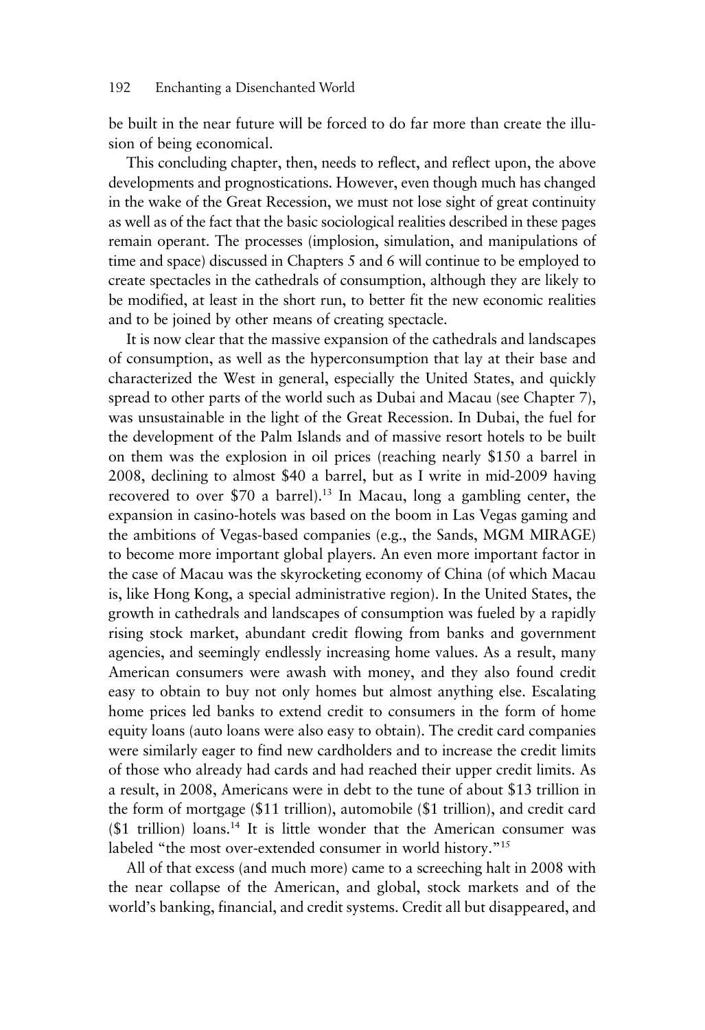be built in the near future will be forced to do far more than create the illusion of being economical.

This concluding chapter, then, needs to reflect, and reflect upon, the above developments and prognostications. However, even though much has changed in the wake of the Great Recession, we must not lose sight of great continuity as well as of the fact that the basic sociological realities described in these pages remain operant. The processes (implosion, simulation, and manipulations of time and space) discussed in Chapters 5 and 6 will continue to be employed to create spectacles in the cathedrals of consumption, although they are likely to be modified, at least in the short run, to better fit the new economic realities and to be joined by other means of creating spectacle.

It is now clear that the massive expansion of the cathedrals and landscapes of consumption, as well as the hyperconsumption that lay at their base and characterized the West in general, especially the United States, and quickly spread to other parts of the world such as Dubai and Macau (see Chapter 7), was unsustainable in the light of the Great Recession. In Dubai, the fuel for the development of the Palm Islands and of massive resort hotels to be built on them was the explosion in oil prices (reaching nearly $150 a barrel in 2008, declining to almost $40 a barrel, but as I write in mid-2009 having recovered to over $70 a barrel).[13] In Macau, long a gambling center, the expansion in casino-hotels was based on the boom in Las Vegas gaming and the ambitions of Vegas-based companies (e.g., the Sands, MGM MIRAGE) to become more important global players. An even more important factor in the case of Macau was the skyrocketing economy of China (of which Macau is, like Hong Kong, a special administrative region). In the United States, the growth in cathedrals and landscapes of consumption was fueled by a rapidly rising stock market, abundant credit flowing from banks and government agencies, and seemingly endlessly increasing home values. As a result, many American consumers were awash with money, and they also found credit easy to obtain to buy not only homes but almost anything else. Escalating home prices led banks to extend credit to consumers in the form of home equity loans (auto loans were also easy to obtain). The credit card companies were similarly eager to find new cardholders and to increase the credit limits of those who already had cards and had reached their upper credit limits. As a result, in 2008, Americans were in debt to the tune of about $13 trillion in the form of mortgage ($11 trillion), automobile ($1 trillion), and credit card ($1 trillion) loans.[14] It is little wonder that the American consumer was labeled "the most over-extended consumer in world history."[15]

All of that excess (and much more) came to a screeching halt in 2008 with the near collapse of the American, and global, stock markets and of the world's banking, financial, and credit systems. Credit all but disappeared, and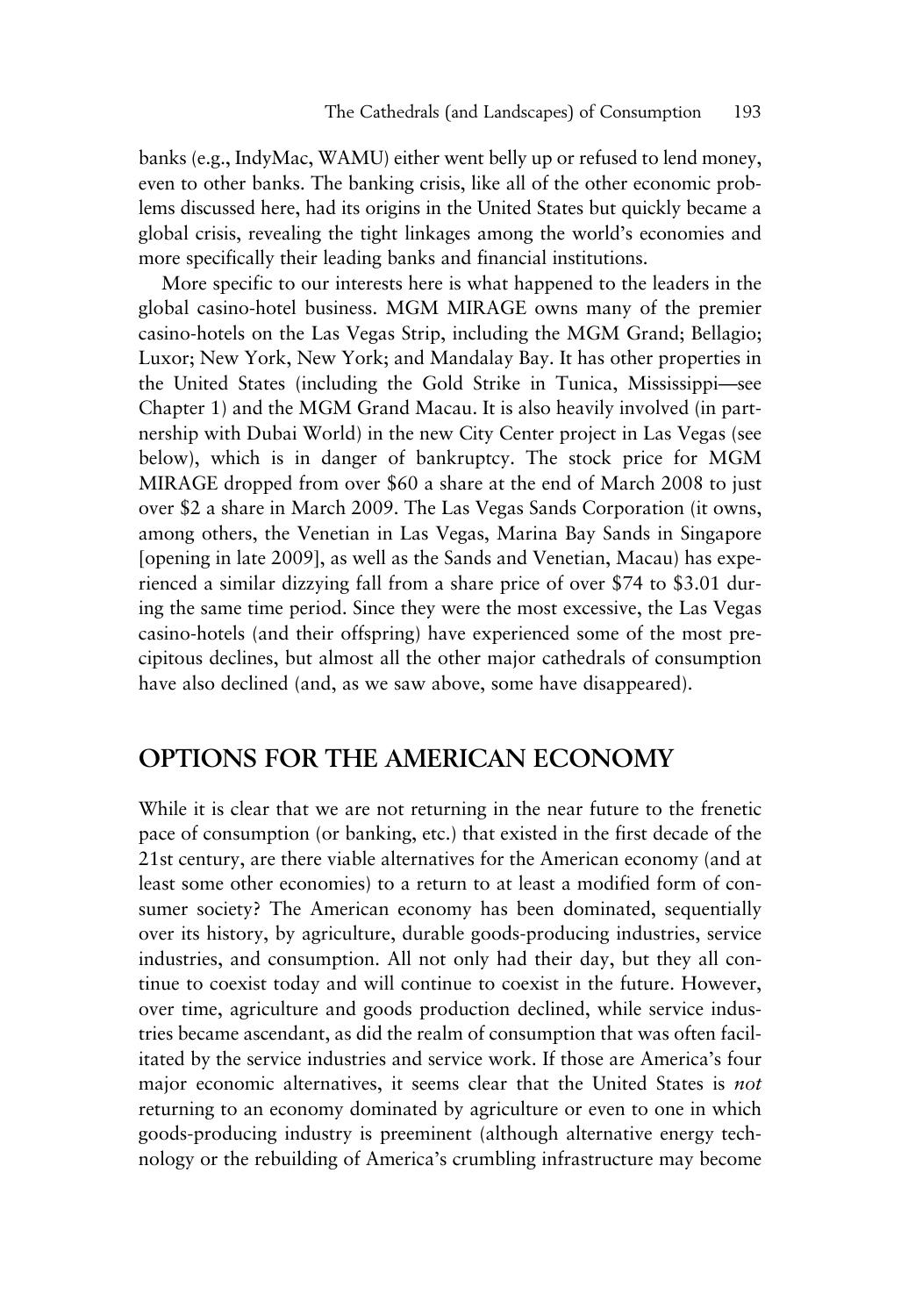banks (e.g., IndyMac, WAMU) either went belly up or refused to lend money, even to other banks. The banking crisis, like all of the other economic problems discussed here, had its origins in the United States but quickly became a global crisis, revealing the tight linkages among the world's economies and more specifically their leading banks and financial institutions.

More specific to our interests here is what happened to the leaders in the global casino-hotel business. MGM MIRAGE owns many of the premier casino-hotels on the Las Vegas Strip, including the MGM Grand; Bellagio; Luxor; New York, New York; and Mandalay Bay. It has other properties in the United States (including the Gold Strike in Tunica, Mississippi—see Chapter 1) and the MGM Grand Macau. It is also heavily involved (in partnership with Dubai World) in the new City Center project in Las Vegas (see below), which is in danger of bankruptcy. The stock price for MGM MIRAGE dropped from over $60 a share at the end of March 2008 to just over $2 a share in March 2009. The Las Vegas Sands Corporation (it owns, among others, the Venetian in Las Vegas, Marina Bay Sands in Singapore [opening in late 2009], as well as the Sands and Venetian, Macau) has experienced a similar dizzying fall from a share price of over $74 to $3.01 during the same time period. Since they were the most excessive, the Las Vegas casino-hotels (and their offspring) have experienced some of the most precipitous declines, but almost all the other major cathedrals of consumption have also declined (and, as we saw above, some have disappeared).

## OPTIONS FOR THE AMERICAN ECONOMY

While it is clear that we are not returning in the near future to the frenetic pace of consumption (or banking, etc.) that existed in the first decade of the 21st century, are there viable alternatives for the American economy (and at least some other economies) to a return to at least a modified form of consumer society? The American economy has been dominated, sequentially over its history, by agriculture, durable goods-producing industries, service industries, and consumption. All not only had their day, but they all continue to coexist today and will continue to coexist in the future. However, over time, agriculture and goods production declined, while service industries became ascendant, as did the realm of consumption that was often facilitated by the service industries and service work. If those are America's four major economic alternatives, it seems clear that the United States is *not* returning to an economy dominated by agriculture or even to one in which goods-producing industry is preeminent (although alternative energy technology or the rebuilding of America's crumbling infrastructure may become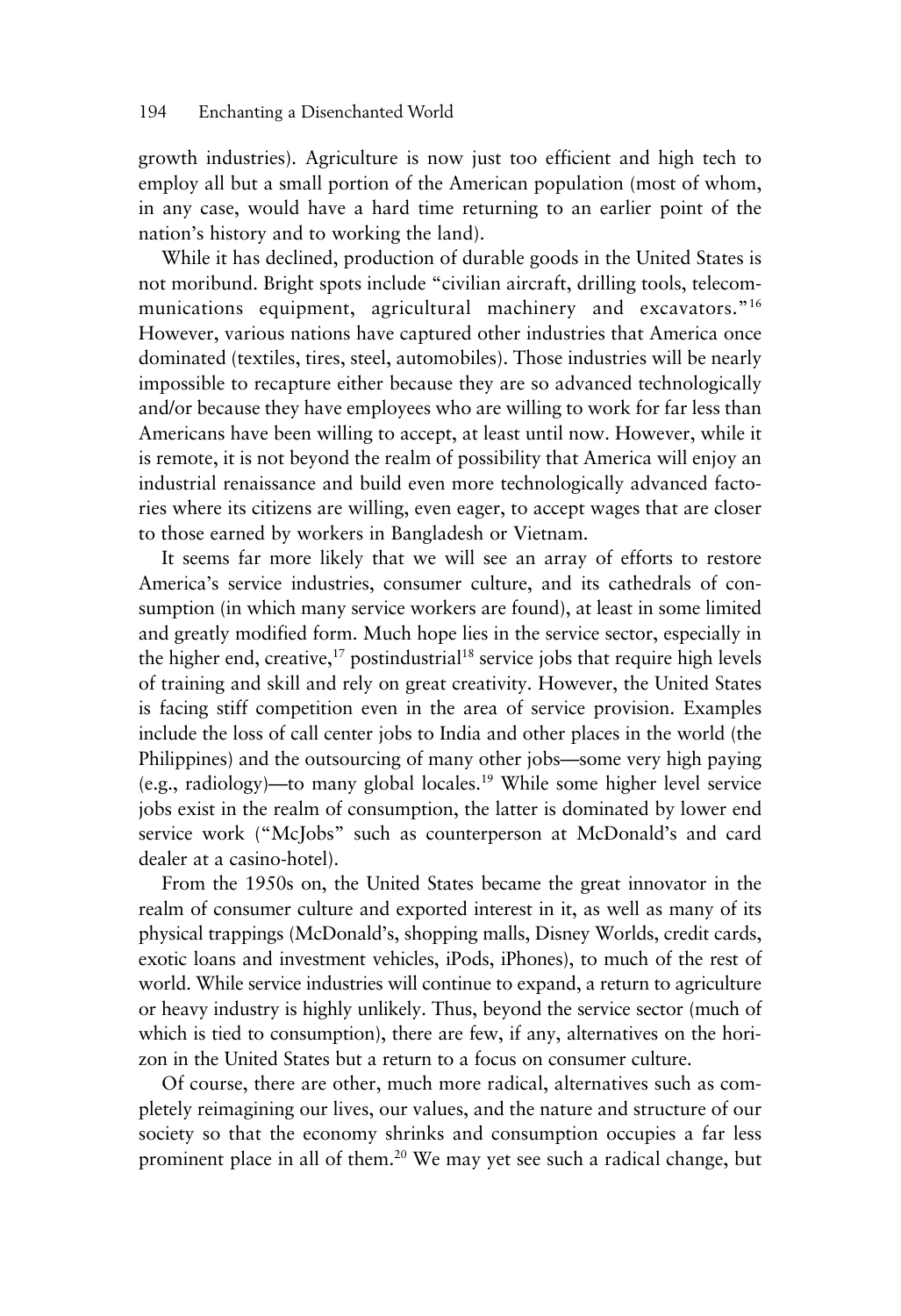growth industries). Agriculture is now just too efficient and high tech to employ all but a small portion of the American population (most of whom, in any case, would have a hard time returning to an earlier point of the nation's history and to working the land).

While it has declined, production of durable goods in the United States is not moribund. Bright spots include "civilian aircraft, drilling tools, telecommunications equipment, agricultural machinery and excavators."[16] However, various nations have captured other industries that America once dominated (textiles, tires, steel, automobiles). Those industries will be nearly impossible to recapture either because they are so advanced technologically and/or because they have employees who are willing to work for far less than Americans have been willing to accept, at least until now. However, while it is remote, it is not beyond the realm of possibility that America will enjoy an industrial renaissance and build even more technologically advanced factories where its citizens are willing, even eager, to accept wages that are closer to those earned by workers in Bangladesh or Vietnam.

It seems far more likely that we will see an array of efforts to restore America's service industries, consumer culture, and its cathedrals of consumption (in which many service workers are found), at least in some limited and greatly modified form. Much hope lies in the service sector, especially in the higher end, creative,[17] postindustrial[18] service jobs that require high levels of training and skill and rely on great creativity. However, the United States is facing stiff competition even in the area of service provision. Examples include the loss of call center jobs to India and other places in the world (the Philippines) and the outsourcing of many other jobs—some very high paying (e.g., radiology)—to many global locales.[19] While some higher level service jobs exist in the realm of consumption, the latter is dominated by lower end service work ("McJobs" such as counterperson at McDonald's and card dealer at a casino-hotel).

From the 1950s on, the United States became the great innovator in the realm of consumer culture and exported interest in it, as well as many of its physical trappings (McDonald's, shopping malls, Disney Worlds, credit cards, exotic loans and investment vehicles, iPods, iPhones), to much of the rest of world. While service industries will continue to expand, a return to agriculture or heavy industry is highly unlikely. Thus, beyond the service sector (much of which is tied to consumption), there are few, if any, alternatives on the horizon in the United States but a return to a focus on consumer culture.

Of course, there are other, much more radical, alternatives such as completely reimagining our lives, our values, and the nature and structure of our society so that the economy shrinks and consumption occupies a far less prominent place in all of them.[20] We may yet see such a radical change, but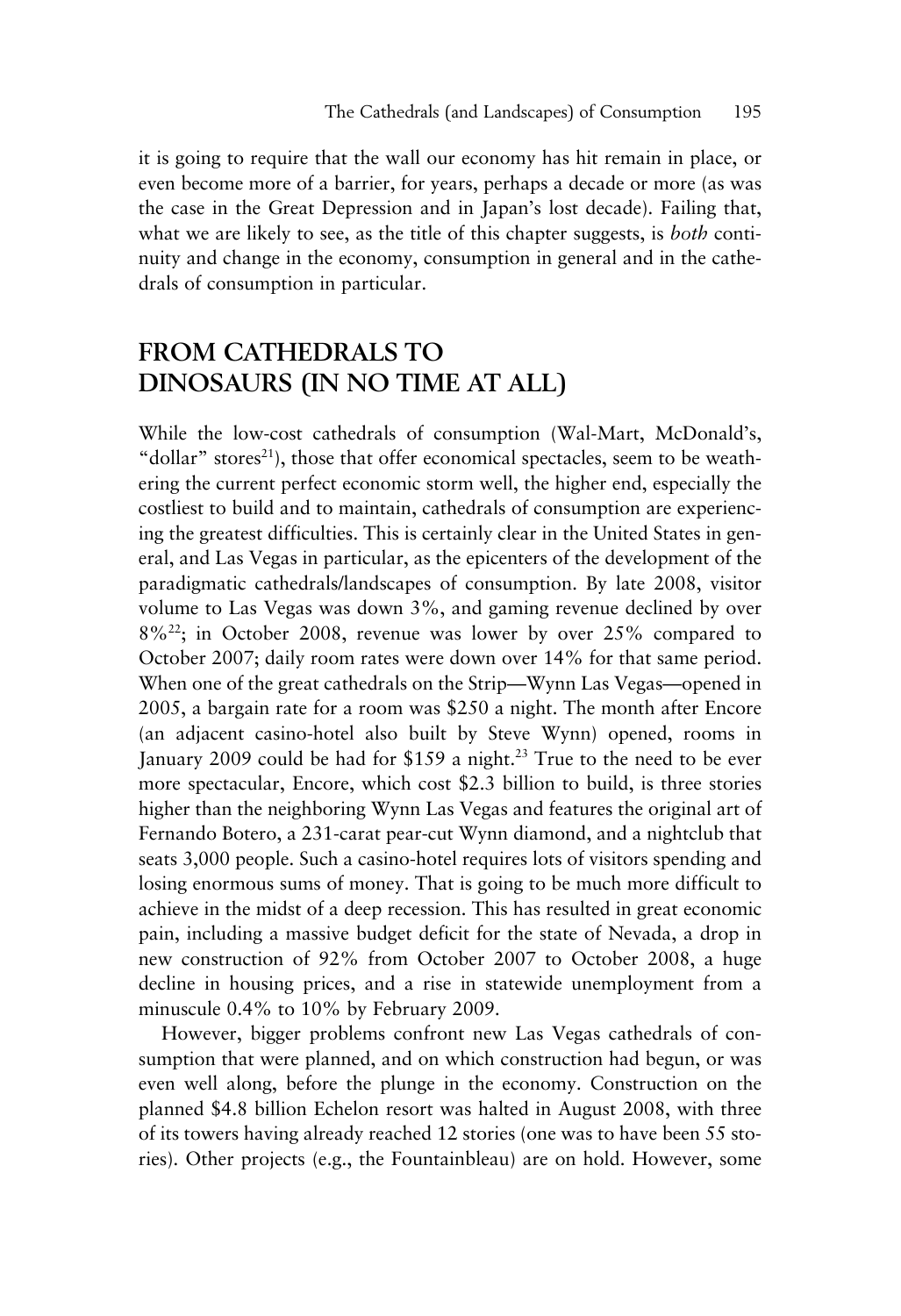it is going to require that the wall our economy has hit remain in place, or even become more of a barrier, for years, perhaps a decade or more (as was the case in the Great Depression and in Japan's lost decade). Failing that, what we are likely to see, as the title of this chapter suggests, is *both* continuity and change in the economy, consumption in general and in the cathedrals of consumption in particular.

## FROM CATHEDRALS TO DINOSAURS (IN NO TIME AT ALL)

While the low-cost cathedrals of consumption (Wal-Mart, McDonald's, "dollar" stores[21]), those that offer economical spectacles, seem to be weathering the current perfect economic storm well, the higher end, especially the costliest to build and to maintain, cathedrals of consumption are experiencing the greatest difficulties. This is certainly clear in the United States in general, and Las Vegas in particular, as the epicenters of the development of the paradigmatic cathedrals/landscapes of consumption. By late 2008, visitor volume to Las Vegas was down 3%, and gaming revenue declined by over 8%[22]; in October 2008, revenue was lower by over 25% compared to October 2007; daily room rates were down over 14% for that same period. When one of the great cathedrals on the Strip—Wynn Las Vegas—opened in 2005, a bargain rate for a room was $250 a night. The month after Encore (an adjacent casino-hotel also built by Steve Wynn) opened, rooms in January 2009 could be had for $159 a night.[23] True to the need to be ever more spectacular, Encore, which cost $2.3 billion to build, is three stories higher than the neighboring Wynn Las Vegas and features the original art of Fernando Botero, a 231-carat pear-cut Wynn diamond, and a nightclub that seats 3,000 people. Such a casino-hotel requires lots of visitors spending and losing enormous sums of money. That is going to be much more difficult to achieve in the midst of a deep recession. This has resulted in great economic pain, including a massive budget deficit for the state of Nevada, a drop in new construction of 92% from October 2007 to October 2008, a huge decline in housing prices, and a rise in statewide unemployment from a minuscule 0.4% to 10% by February 2009.

However, bigger problems confront new Las Vegas cathedrals of consumption that were planned, and on which construction had begun, or was even well along, before the plunge in the economy. Construction on the planned $4.8 billion Echelon resort was halted in August 2008, with three of its towers having already reached 12 stories (one was to have been 55 stories). Other projects (e.g., the Fountainbleau) are on hold. However, some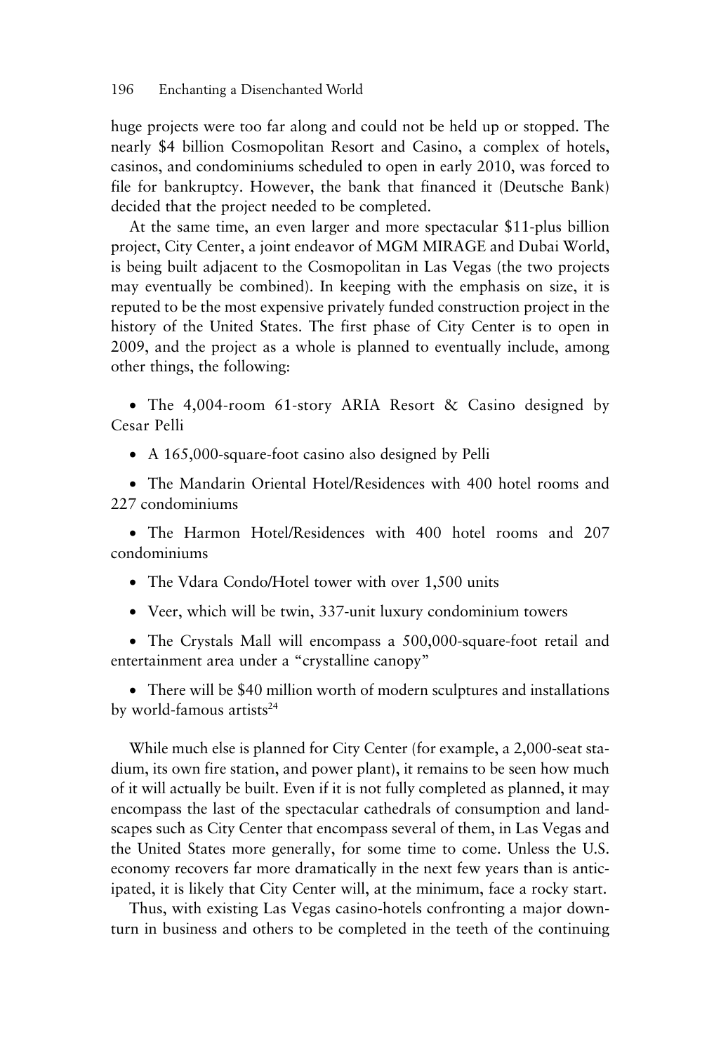huge projects were too far along and could not be held up or stopped. The nearly $4 billion Cosmopolitan Resort and Casino, a complex of hotels, casinos, and condominiums scheduled to open in early 2010, was forced to file for bankruptcy. However, the bank that financed it (Deutsche Bank) decided that the project needed to be completed.

At the same time, an even larger and more spectacular $11-plus billion project, City Center, a joint endeavor of MGM MIRAGE and Dubai World, is being built adjacent to the Cosmopolitan in Las Vegas (the two projects may eventually be combined). In keeping with the emphasis on size, it is reputed to be the most expensive privately funded construction project in the history of the United States. The first phase of City Center is to open in 2009, and the project as a whole is planned to eventually include, among other things, the following:

- The 4,004-room 61-story ARIA Resort & Casino designed by Cesar Pelli
- A 165,000-square-foot casino also designed by Pelli
- The Mandarin Oriental Hotel/Residences with 400 hotel rooms and 227 condominiums
- The Harmon Hotel/Residences with 400 hotel rooms and 207 condominiums
- The Vdara Condo/Hotel tower with over 1,500 units
- Veer, which will be twin, 337-unit luxury condominium towers
- The Crystals Mall will encompass a 500,000-square-foot retail and entertainment area under a "crystalline canopy"
- There will be $40 million worth of modern sculptures and installations by world-famous artists[24]

While much else is planned for City Center (for example, a 2,000-seat stadium, its own fire station, and power plant), it remains to be seen how much of it will actually be built. Even if it is not fully completed as planned, it may encompass the last of the spectacular cathedrals of consumption and landscapes such as City Center that encompass several of them, in Las Vegas and the United States more generally, for some time to come. Unless the U.S. economy recovers far more dramatically in the next few years than is anticipated, it is likely that City Center will, at the minimum, face a rocky start.

Thus, with existing Las Vegas casino-hotels confronting a major downturn in business and others to be completed in the teeth of the continuing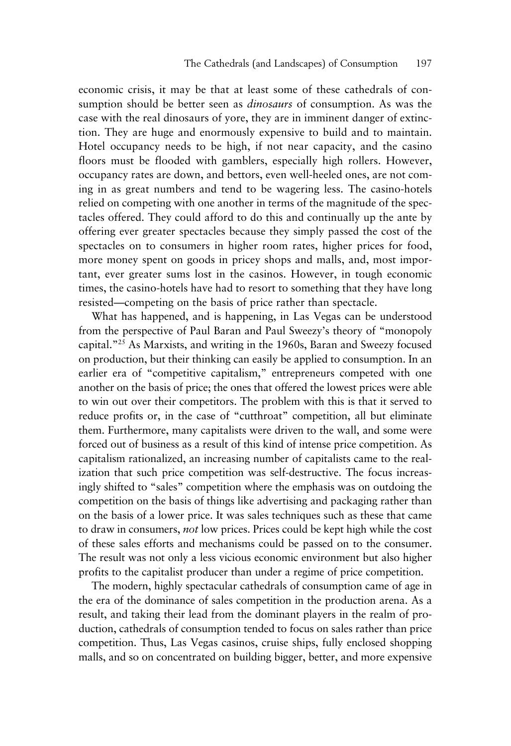economic crisis, it may be that at least some of these cathedrals of consumption should be better seen as *dinosaurs* of consumption. As was the case with the real dinosaurs of yore, they are in imminent danger of extinction. They are huge and enormously expensive to build and to maintain. Hotel occupancy needs to be high, if not near capacity, and the casino floors must be flooded with gamblers, especially high rollers. However, occupancy rates are down, and bettors, even well-heeled ones, are not coming in as great numbers and tend to be wagering less. The casino-hotels relied on competing with one another in terms of the magnitude of the spectacles offered. They could afford to do this and continually up the ante by offering ever greater spectacles because they simply passed the cost of the spectacles on to consumers in higher room rates, higher prices for food, more money spent on goods in pricey shops and malls, and, most important, ever greater sums lost in the casinos. However, in tough economic times, the casino-hotels have had to resort to something that they have long resisted—competing on the basis of price rather than spectacle.

What has happened, and is happening, in Las Vegas can be understood from the perspective of Paul Baran and Paul Sweezy's theory of "monopoly capital."[25] As Marxists, and writing in the 1960s, Baran and Sweezy focused on production, but their thinking can easily be applied to consumption. In an earlier era of "competitive capitalism," entrepreneurs competed with one another on the basis of price; the ones that offered the lowest prices were able to win out over their competitors. The problem with this is that it served to reduce profits or, in the case of "cutthroat" competition, all but eliminate them. Furthermore, many capitalists were driven to the wall, and some were forced out of business as a result of this kind of intense price competition. As capitalism rationalized, an increasing number of capitalists came to the realization that such price competition was self-destructive. The focus increasingly shifted to "sales" competition where the emphasis was on outdoing the competition on the basis of things like advertising and packaging rather than on the basis of a lower price. It was sales techniques such as these that came to draw in consumers, *not* low prices. Prices could be kept high while the cost of these sales efforts and mechanisms could be passed on to the consumer. The result was not only a less vicious economic environment but also higher profits to the capitalist producer than under a regime of price competition.

The modern, highly spectacular cathedrals of consumption came of age in the era of the dominance of sales competition in the production arena. As a result, and taking their lead from the dominant players in the realm of production, cathedrals of consumption tended to focus on sales rather than price competition. Thus, Las Vegas casinos, cruise ships, fully enclosed shopping malls, and so on concentrated on building bigger, better, and more expensive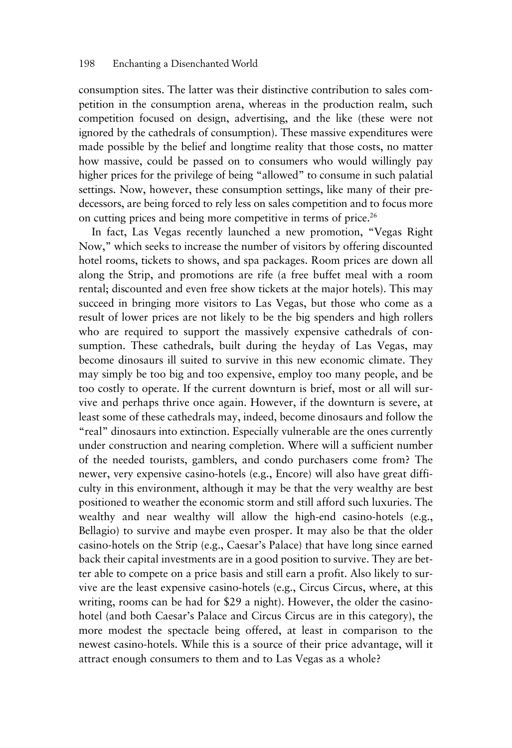consumption sites. The latter was their distinctive contribution to sales competition in the consumption arena, whereas in the production realm, such competition focused on design, advertising, and the like (these were not ignored by the cathedrals of consumption). These massive expenditures were made possible by the belief and longtime reality that those costs, no matter how massive, could be passed on to consumers who would willingly pay higher prices for the privilege of being "allowed" to consume in such palatial settings. Now, however, these consumption settings, like many of their predecessors, are being forced to rely less on sales competition and to focus more on cutting prices and being more competitive in terms of price.[26]

In fact, Las Vegas recently launched a new promotion, "Vegas Right Now," which seeks to increase the number of visitors by offering discounted hotel rooms, tickets to shows, and spa packages. Room prices are down all along the Strip, and promotions are rife (a free buffet meal with a room rental; discounted and even free show tickets at the major hotels). This may succeed in bringing more visitors to Las Vegas, but those who come as a result of lower prices are not likely to be the big spenders and high rollers who are required to support the massively expensive cathedrals of consumption. These cathedrals, built during the heyday of Las Vegas, may become dinosaurs ill suited to survive in this new economic climate. They may simply be too big and too expensive, employ too many people, and be too costly to operate. If the current downturn is brief, most or all will survive and perhaps thrive once again. However, if the downturn is severe, at least some of these cathedrals may, indeed, become dinosaurs and follow the "real" dinosaurs into extinction. Especially vulnerable are the ones currently under construction and nearing completion. Where will a sufficient number of the needed tourists, gamblers, and condo purchasers come from? The newer, very expensive casino-hotels (e.g., Encore) will also have great difficulty in this environment, although it may be that the very wealthy are best positioned to weather the economic storm and still afford such luxuries. The wealthy and near wealthy will allow the high-end casino-hotels (e.g., Bellagio) to survive and maybe even prosper. It may also be that the older casino-hotels on the Strip (e.g., Caesar's Palace) that have long since earned back their capital investments are in a good position to survive. They are better able to compete on a price basis and still earn a profit. Also likely to survive are the least expensive casino-hotels (e.g., Circus Circus, where, at this writing, rooms can be had for $29 a night). However, the older the casino-hotel (and both Caesar's Palace and Circus Circus are in this category), the more modest the spectacle being offered, at least in comparison to the newest casino-hotels. While this is a source of their price advantage, will it attract enough consumers to them and to Las Vegas as a whole?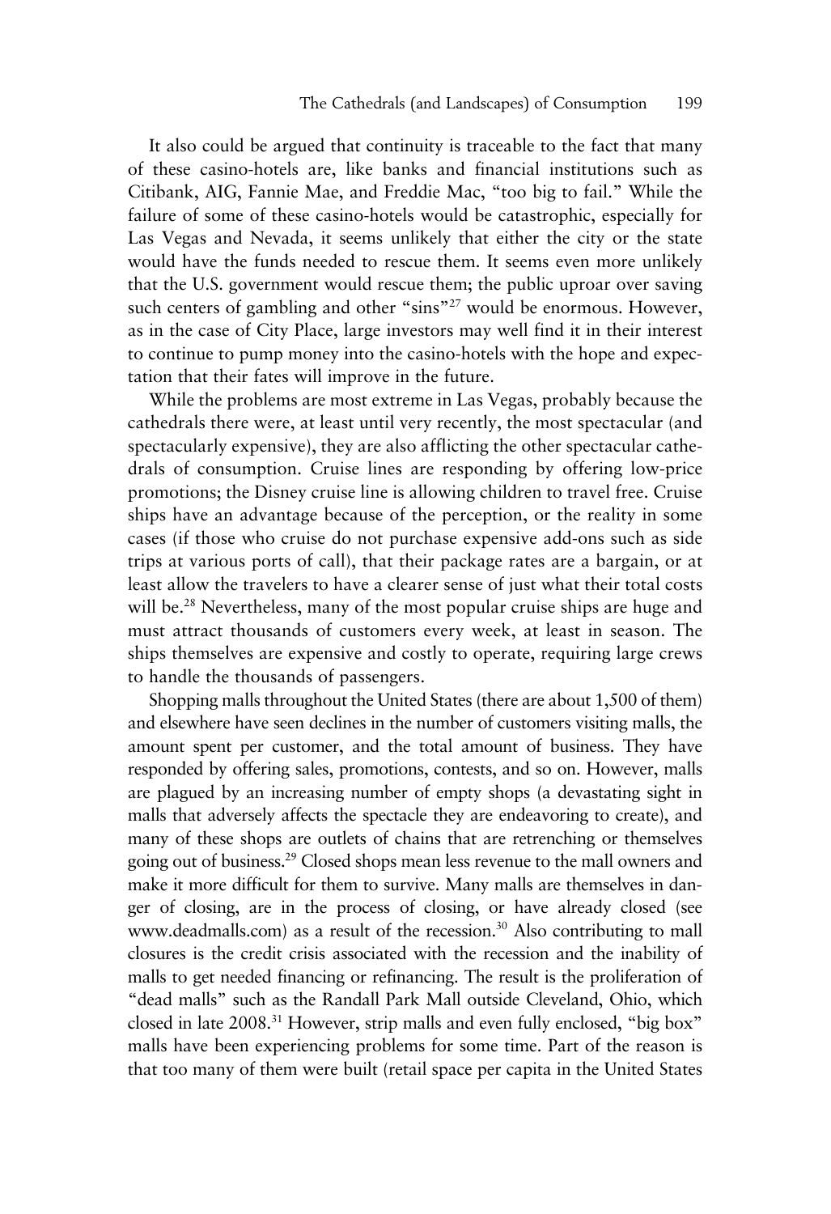It also could be argued that continuity is traceable to the fact that many of these casino-hotels are, like banks and financial institutions such as Citibank, AIG, Fannie Mae, and Freddie Mac, "too big to fail." While the failure of some of these casino-hotels would be catastrophic, especially for Las Vegas and Nevada, it seems unlikely that either the city or the state would have the funds needed to rescue them. It seems even more unlikely that the U.S. government would rescue them; the public uproar over saving such centers of gambling and other "sins"[27] would be enormous. However, as in the case of City Place, large investors may well find it in their interest to continue to pump money into the casino-hotels with the hope and expectation that their fates will improve in the future.

While the problems are most extreme in Las Vegas, probably because the cathedrals there were, at least until very recently, the most spectacular (and spectacularly expensive), they are also afflicting the other spectacular cathedrals of consumption. Cruise lines are responding by offering low-price promotions; the Disney cruise line is allowing children to travel free. Cruise ships have an advantage because of the perception, or the reality in some cases (if those who cruise do not purchase expensive add-ons such as side trips at various ports of call), that their package rates are a bargain, or at least allow the travelers to have a clearer sense of just what their total costs will be.[28] Nevertheless, many of the most popular cruise ships are huge and must attract thousands of customers every week, at least in season. The ships themselves are expensive and costly to operate, requiring large crews to handle the thousands of passengers.

Shopping malls throughout the United States (there are about 1,500 of them) and elsewhere have seen declines in the number of customers visiting malls, the amount spent per customer, and the total amount of business. They have responded by offering sales, promotions, contests, and so on. However, malls are plagued by an increasing number of empty shops (a devastating sight in malls that adversely affects the spectacle they are endeavoring to create), and many of these shops are outlets of chains that are retrenching or themselves going out of business.[29] Closed shops mean less revenue to the mall owners and make it more difficult for them to survive. Many malls are themselves in danger of closing, are in the process of closing, or have already closed (see www.deadmalls.com) as a result of the recession.[30] Also contributing to mall closures is the credit crisis associated with the recession and the inability of malls to get needed financing or refinancing. The result is the proliferation of "dead malls" such as the Randall Park Mall outside Cleveland, Ohio, which closed in late 2008.[31] However, strip malls and even fully enclosed, "big box" malls have been experiencing problems for some time. Part of the reason is that too many of them were built (retail space per capita in the United States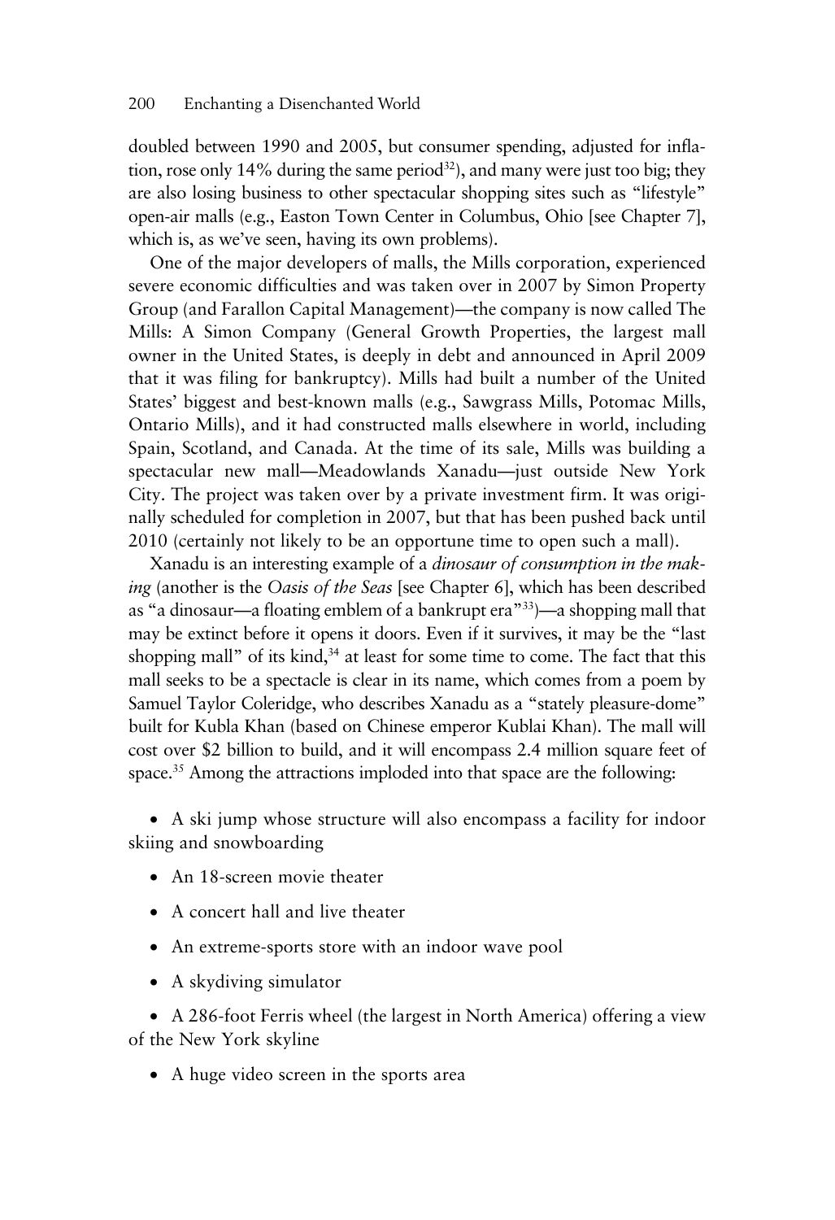doubled between 1990 and 2005, but consumer spending, adjusted for inflation, rose only 14% during the same period[32]), and many were just too big; they are also losing business to other spectacular shopping sites such as "lifestyle" open-air malls (e.g., Easton Town Center in Columbus, Ohio [see Chapter 7], which is, as we've seen, having its own problems).

One of the major developers of malls, the Mills corporation, experienced severe economic difficulties and was taken over in 2007 by Simon Property Group (and Farallon Capital Management)—the company is now called The Mills: A Simon Company (General Growth Properties, the largest mall owner in the United States, is deeply in debt and announced in April 2009 that it was filing for bankruptcy). Mills had built a number of the United States' biggest and best-known malls (e.g., Sawgrass Mills, Potomac Mills, Ontario Mills), and it had constructed malls elsewhere in world, including Spain, Scotland, and Canada. At the time of its sale, Mills was building a spectacular new mall—Meadowlands Xanadu—just outside New York City. The project was taken over by a private investment firm. It was originally scheduled for completion in 2007, but that has been pushed back until 2010 (certainly not likely to be an opportune time to open such a mall).

Xanadu is an interesting example of a *dinosaur of consumption in the making* (another is the *Oasis of the Seas* [see Chapter 6], which has been described as "a dinosaur—a floating emblem of a bankrupt era"[33])—a shopping mall that may be extinct before it opens it doors. Even if it survives, it may be the "last shopping mall" of its kind,[34] at least for some time to come. The fact that this mall seeks to be a spectacle is clear in its name, which comes from a poem by Samuel Taylor Coleridge, who describes Xanadu as a "stately pleasure-dome" built for Kubla Khan (based on Chinese emperor Kublai Khan). The mall will cost over $2 billion to build, and it will encompass 2.4 million square feet of space.[35] Among the attractions imploded into that space are the following:

- A ski jump whose structure will also encompass a facility for indoor skiing and snowboarding
- An 18-screen movie theater
- A concert hall and live theater
- An extreme-sports store with an indoor wave pool
- A skydiving simulator
- A 286-foot Ferris wheel (the largest in North America) offering a view of the New York skyline
- A huge video screen in the sports area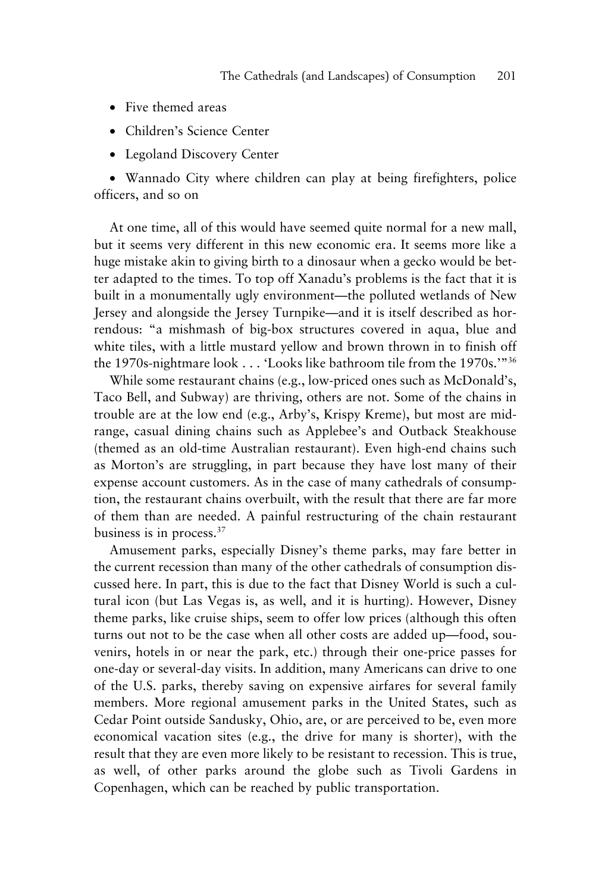- Five themed areas
- Children's Science Center
- Legoland Discovery Center
- Wannado City where children can play at being firefighters, police officers, and so on

At one time, all of this would have seemed quite normal for a new mall, but it seems very different in this new economic era. It seems more like a huge mistake akin to giving birth to a dinosaur when a gecko would be better adapted to the times. To top off Xanadu's problems is the fact that it is built in a monumentally ugly environment—the polluted wetlands of New Jersey and alongside the Jersey Turnpike—and it is itself described as horrendous: "a mishmash of big-box structures covered in aqua, blue and white tiles, with a little mustard yellow and brown thrown in to finish off the 1970s-nightmare look . . . 'Looks like bathroom tile from the 1970s.'"[36]

While some restaurant chains (e.g., low-priced ones such as McDonald's, Taco Bell, and Subway) are thriving, others are not. Some of the chains in trouble are at the low end (e.g., Arby's, Krispy Kreme), but most are mid-range, casual dining chains such as Applebee's and Outback Steakhouse (themed as an old-time Australian restaurant). Even high-end chains such as Morton's are struggling, in part because they have lost many of their expense account customers. As in the case of many cathedrals of consumption, the restaurant chains overbuilt, with the result that there are far more of them than are needed. A painful restructuring of the chain restaurant business is in process.[37]

Amusement parks, especially Disney's theme parks, may fare better in the current recession than many of the other cathedrals of consumption discussed here. In part, this is due to the fact that Disney World is such a cultural icon (but Las Vegas is, as well, and it is hurting). However, Disney theme parks, like cruise ships, seem to offer low prices (although this often turns out not to be the case when all other costs are added up—food, souvenirs, hotels in or near the park, etc.) through their one-price passes for one-day or several-day visits. In addition, many Americans can drive to one of the U.S. parks, thereby saving on expensive airfares for several family members. More regional amusement parks in the United States, such as Cedar Point outside Sandusky, Ohio, are, or are perceived to be, even more economical vacation sites (e.g., the drive for many is shorter), with the result that they are even more likely to be resistant to recession. This is true, as well, of other parks around the globe such as Tivoli Gardens in Copenhagen, which can be reached by public transportation.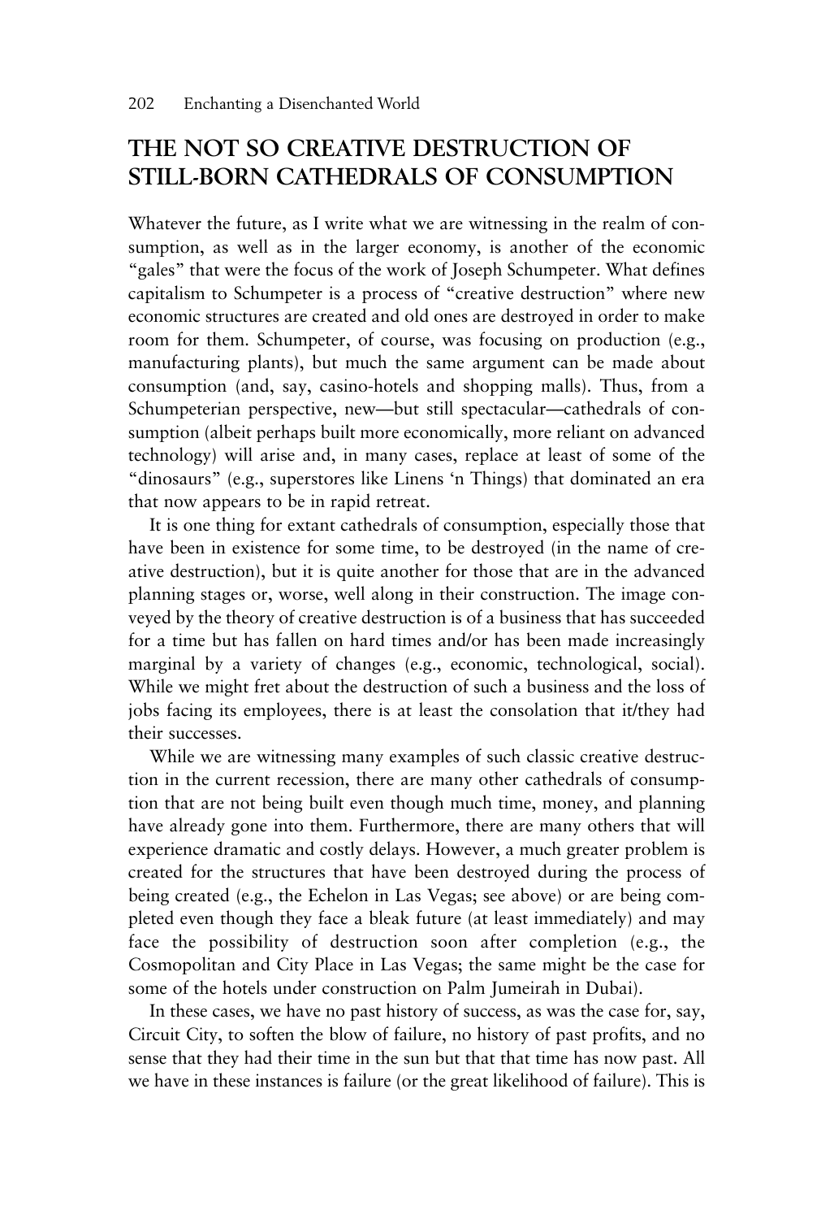## THE NOT SO CREATIVE DESTRUCTION OF STILL-BORN CATHEDRALS OF CONSUMPTION

Whatever the future, as I write what we are witnessing in the realm of consumption, as well as in the larger economy, is another of the economic "gales" that were the focus of the work of Joseph Schumpeter. What defines capitalism to Schumpeter is a process of "creative destruction" where new economic structures are created and old ones are destroyed in order to make room for them. Schumpeter, of course, was focusing on production (e.g., manufacturing plants), but much the same argument can be made about consumption (and, say, casino-hotels and shopping malls). Thus, from a Schumpeterian perspective, new—but still spectacular—cathedrals of consumption (albeit perhaps built more economically, more reliant on advanced technology) will arise and, in many cases, replace at least of some of the "dinosaurs" (e.g., superstores like Linens 'n Things) that dominated an era that now appears to be in rapid retreat.

It is one thing for extant cathedrals of consumption, especially those that have been in existence for some time, to be destroyed (in the name of creative destruction), but it is quite another for those that are in the advanced planning stages or, worse, well along in their construction. The image conveyed by the theory of creative destruction is of a business that has succeeded for a time but has fallen on hard times and/or has been made increasingly marginal by a variety of changes (e.g., economic, technological, social). While we might fret about the destruction of such a business and the loss of jobs facing its employees, there is at least the consolation that it/they had their successes.

While we are witnessing many examples of such classic creative destruction in the current recession, there are many other cathedrals of consumption that are not being built even though much time, money, and planning have already gone into them. Furthermore, there are many others that will experience dramatic and costly delays. However, a much greater problem is created for the structures that have been destroyed during the process of being created (e.g., the Echelon in Las Vegas; see above) or are being completed even though they face a bleak future (at least immediately) and may face the possibility of destruction soon after completion (e.g., the Cosmopolitan and City Place in Las Vegas; the same might be the case for some of the hotels under construction on Palm Jumeirah in Dubai).

In these cases, we have no past history of success, as was the case for, say, Circuit City, to soften the blow of failure, no history of past profits, and no sense that they had their time in the sun but that that time has now past. All we have in these instances is failure (or the great likelihood of failure). This is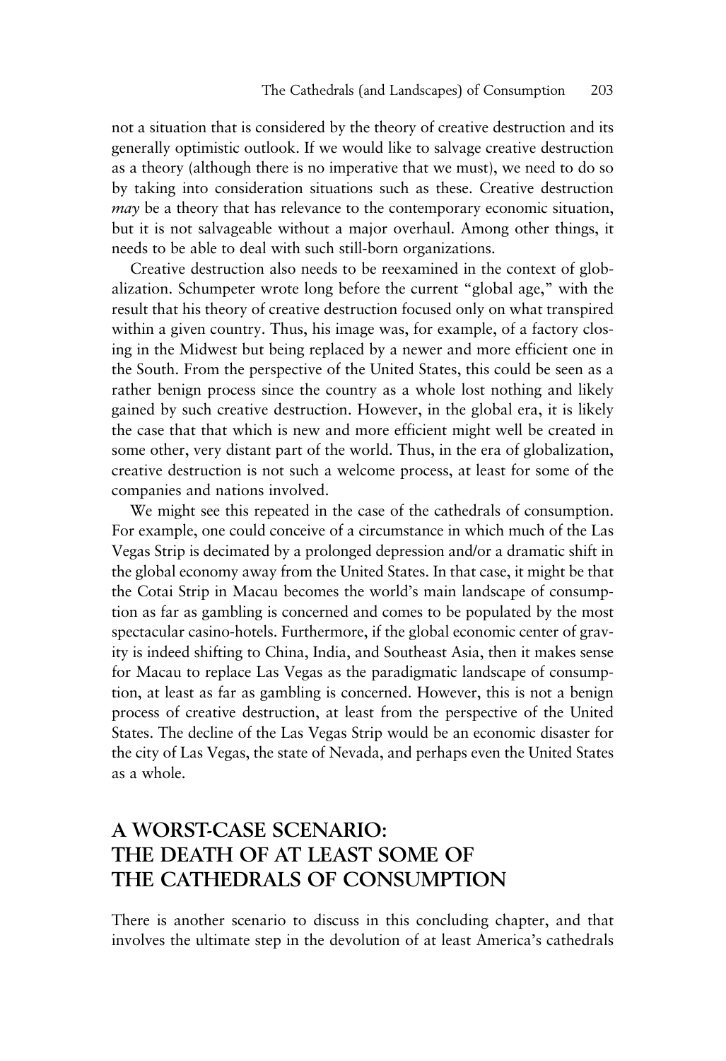not a situation that is considered by the theory of creative destruction and its generally optimistic outlook. If we would like to salvage creative destruction as a theory (although there is no imperative that we must), we need to do so by taking into consideration situations such as these. Creative destruction *may* be a theory that has relevance to the contemporary economic situation, but it is not salvageable without a major overhaul. Among other things, it needs to be able to deal with such still-born organizations.

Creative destruction also needs to be reexamined in the context of globalization. Schumpeter wrote long before the current "global age," with the result that his theory of creative destruction focused only on what transpired within a given country. Thus, his image was, for example, of a factory closing in the Midwest but being replaced by a newer and more efficient one in the South. From the perspective of the United States, this could be seen as a rather benign process since the country as a whole lost nothing and likely gained by such creative destruction. However, in the global era, it is likely the case that that which is new and more efficient might well be created in some other, very distant part of the world. Thus, in the era of globalization, creative destruction is not such a welcome process, at least for some of the companies and nations involved.

We might see this repeated in the case of the cathedrals of consumption. For example, one could conceive of a circumstance in which much of the Las Vegas Strip is decimated by a prolonged depression and/or a dramatic shift in the global economy away from the United States. In that case, it might be that the Cotai Strip in Macau becomes the world's main landscape of consumption as far as gambling is concerned and comes to be populated by the most spectacular casino-hotels. Furthermore, if the global economic center of gravity is indeed shifting to China, India, and Southeast Asia, then it makes sense for Macau to replace Las Vegas as the paradigmatic landscape of consumption, at least as far as gambling is concerned. However, this is not a benign process of creative destruction, at least from the perspective of the United States. The decline of the Las Vegas Strip would be an economic disaster for the city of Las Vegas, the state of Nevada, and perhaps even the United States as a whole.

## A WORST-CASE SCENARIO: THE DEATH OF AT LEAST SOME OF THE CATHEDRALS OF CONSUMPTION

There is another scenario to discuss in this concluding chapter, and that involves the ultimate step in the devolution of at least America's cathedrals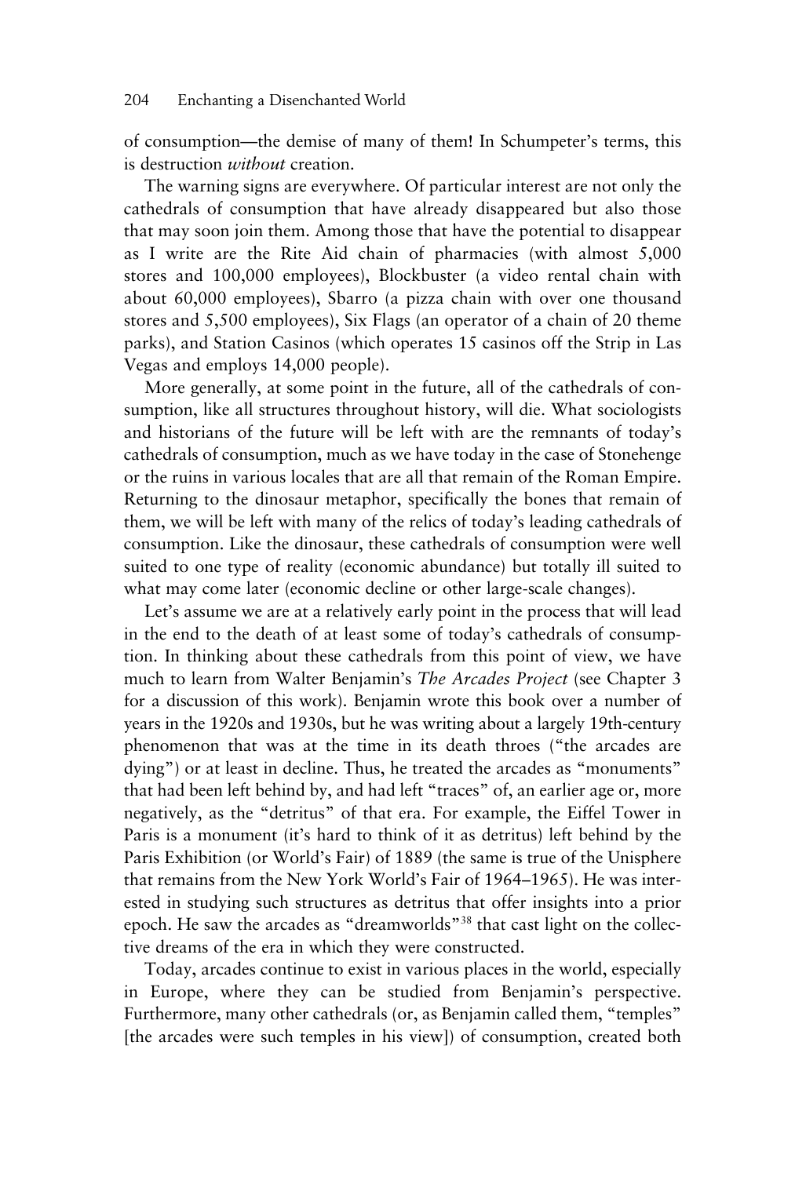of consumption—the demise of many of them! In Schumpeter's terms, this is destruction *without* creation.

The warning signs are everywhere. Of particular interest are not only the cathedrals of consumption that have already disappeared but also those that may soon join them. Among those that have the potential to disappear as I write are the Rite Aid chain of pharmacies (with almost 5,000 stores and 100,000 employees), Blockbuster (a video rental chain with about 60,000 employees), Sbarro (a pizza chain with over one thousand stores and 5,500 employees), Six Flags (an operator of a chain of 20 theme parks), and Station Casinos (which operates 15 casinos off the Strip in Las Vegas and employs 14,000 people).

More generally, at some point in the future, all of the cathedrals of consumption, like all structures throughout history, will die. What sociologists and historians of the future will be left with are the remnants of today's cathedrals of consumption, much as we have today in the case of Stonehenge or the ruins in various locales that are all that remain of the Roman Empire. Returning to the dinosaur metaphor, specifically the bones that remain of them, we will be left with many of the relics of today's leading cathedrals of consumption. Like the dinosaur, these cathedrals of consumption were well suited to one type of reality (economic abundance) but totally ill suited to what may come later (economic decline or other large-scale changes).

Let's assume we are at a relatively early point in the process that will lead in the end to the death of at least some of today's cathedrals of consumption. In thinking about these cathedrals from this point of view, we have much to learn from Walter Benjamin's *The Arcades Project* (see Chapter 3 for a discussion of this work). Benjamin wrote this book over a number of years in the 1920s and 1930s, but he was writing about a largely 19th-century phenomenon that was at the time in its death throes ("the arcades are dying") or at least in decline. Thus, he treated the arcades as "monuments" that had been left behind by, and had left "traces" of, an earlier age or, more negatively, as the "detritus" of that era. For example, the Eiffel Tower in Paris is a monument (it's hard to think of it as detritus) left behind by the Paris Exhibition (or World's Fair) of 1889 (the same is true of the Unisphere that remains from the New York World's Fair of 1964–1965). He was interested in studying such structures as detritus that offer insights into a prior epoch. He saw the arcades as "dreamworlds"[38] that cast light on the collective dreams of the era in which they were constructed.

Today, arcades continue to exist in various places in the world, especially in Europe, where they can be studied from Benjamin's perspective. Furthermore, many other cathedrals (or, as Benjamin called them, "temples" [the arcades were such temples in his view]) of consumption, created both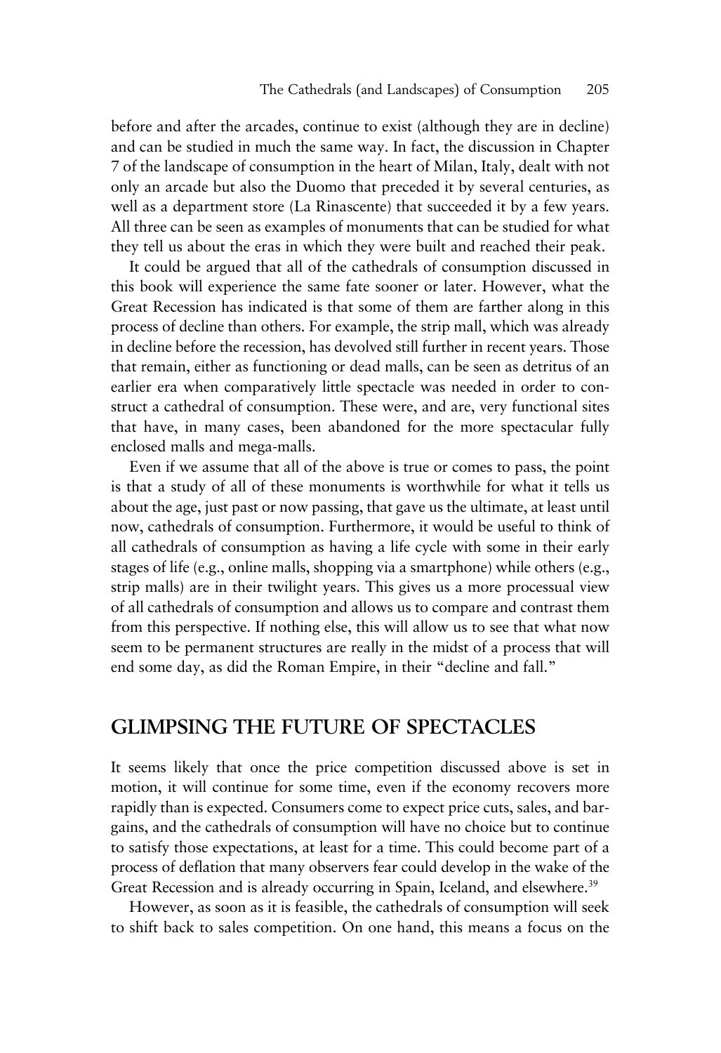before and after the arcades, continue to exist (although they are in decline) and can be studied in much the same way. In fact, the discussion in Chapter 7 of the landscape of consumption in the heart of Milan, Italy, dealt with not only an arcade but also the Duomo that preceded it by several centuries, as well as a department store (La Rinascente) that succeeded it by a few years. All three can be seen as examples of monuments that can be studied for what they tell us about the eras in which they were built and reached their peak.

It could be argued that all of the cathedrals of consumption discussed in this book will experience the same fate sooner or later. However, what the Great Recession has indicated is that some of them are farther along in this process of decline than others. For example, the strip mall, which was already in decline before the recession, has devolved still further in recent years. Those that remain, either as functioning or dead malls, can be seen as detritus of an earlier era when comparatively little spectacle was needed in order to construct a cathedral of consumption. These were, and are, very functional sites that have, in many cases, been abandoned for the more spectacular fully enclosed malls and mega-malls.

Even if we assume that all of the above is true or comes to pass, the point is that a study of all of these monuments is worthwhile for what it tells us about the age, just past or now passing, that gave us the ultimate, at least until now, cathedrals of consumption. Furthermore, it would be useful to think of all cathedrals of consumption as having a life cycle with some in their early stages of life (e.g., online malls, shopping via a smartphone) while others (e.g., strip malls) are in their twilight years. This gives us a more processual view of all cathedrals of consumption and allows us to compare and contrast them from this perspective. If nothing else, this will allow us to see that what now seem to be permanent structures are really in the midst of a process that will end some day, as did the Roman Empire, in their "decline and fall."

## GLIMPSING THE FUTURE OF SPECTACLES

It seems likely that once the price competition discussed above is set in motion, it will continue for some time, even if the economy recovers more rapidly than is expected. Consumers come to expect price cuts, sales, and bargains, and the cathedrals of consumption will have no choice but to continue to satisfy those expectations, at least for a time. This could become part of a process of deflation that many observers fear could develop in the wake of the Great Recession and is already occurring in Spain, Iceland, and elsewhere.[39]

However, as soon as it is feasible, the cathedrals of consumption will seek to shift back to sales competition. On one hand, this means a focus on the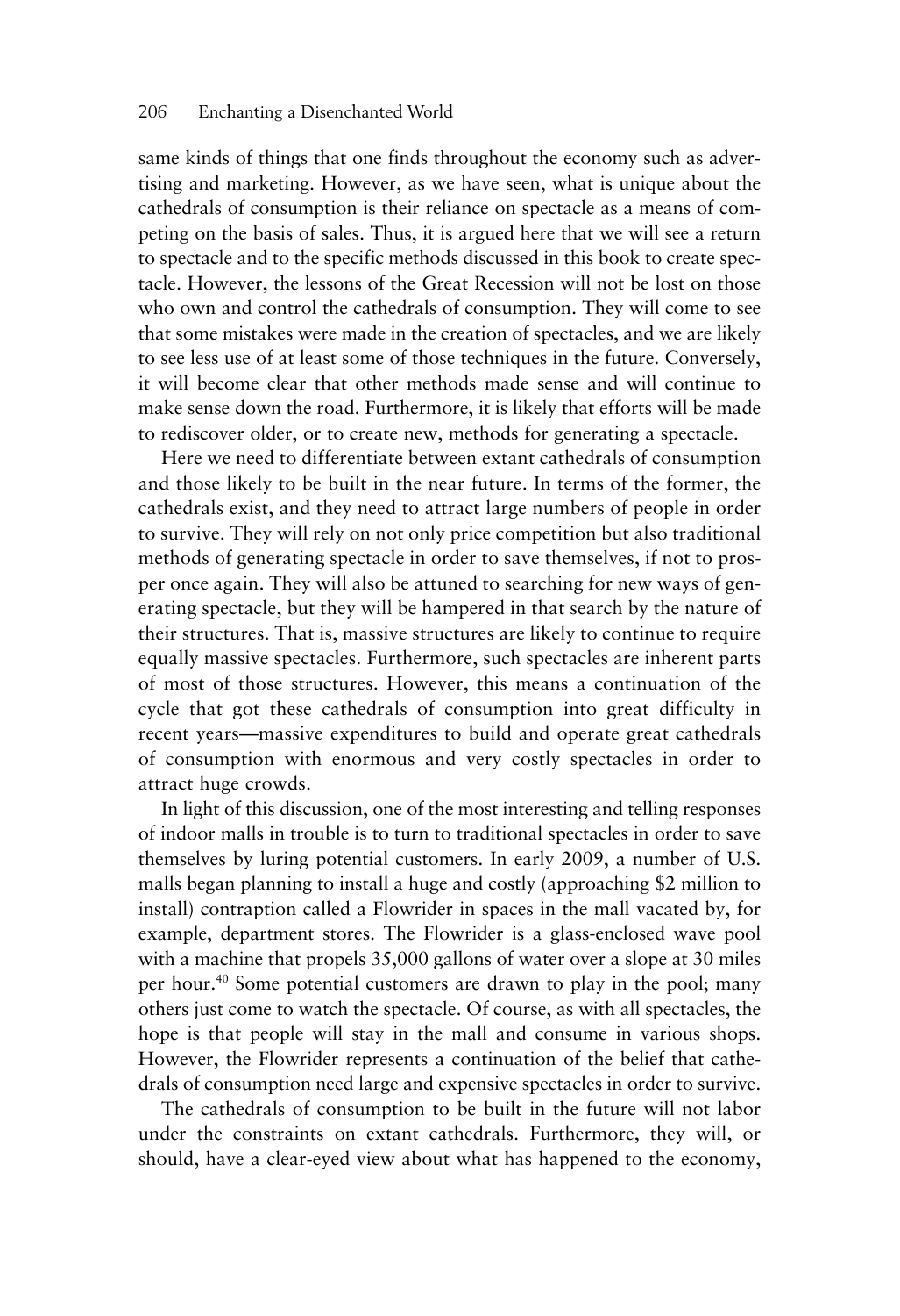same kinds of things that one finds throughout the economy such as advertising and marketing. However, as we have seen, what is unique about the cathedrals of consumption is their reliance on spectacle as a means of competing on the basis of sales. Thus, it is argued here that we will see a return to spectacle and to the specific methods discussed in this book to create spectacle. However, the lessons of the Great Recession will not be lost on those who own and control the cathedrals of consumption. They will come to see that some mistakes were made in the creation of spectacles, and we are likely to see less use of at least some of those techniques in the future. Conversely, it will become clear that other methods made sense and will continue to make sense down the road. Furthermore, it is likely that efforts will be made to rediscover older, or to create new, methods for generating a spectacle.

Here we need to differentiate between extant cathedrals of consumption and those likely to be built in the near future. In terms of the former, the cathedrals exist, and they need to attract large numbers of people in order to survive. They will rely on not only price competition but also traditional methods of generating spectacle in order to save themselves, if not to prosper once again. They will also be attuned to searching for new ways of generating spectacle, but they will be hampered in that search by the nature of their structures. That is, massive structures are likely to continue to require equally massive spectacles. Furthermore, such spectacles are inherent parts of most of those structures. However, this means a continuation of the cycle that got these cathedrals of consumption into great difficulty in recent years—massive expenditures to build and operate great cathedrals of consumption with enormous and very costly spectacles in order to attract huge crowds.

In light of this discussion, one of the most interesting and telling responses of indoor malls in trouble is to turn to traditional spectacles in order to save themselves by luring potential customers. In early 2009, a number of U.S. malls began planning to install a huge and costly (approaching $2 million to install) contraption called a Flowrider in spaces in the mall vacated by, for example, department stores. The Flowrider is a glass-enclosed wave pool with a machine that propels 35,000 gallons of water over a slope at 30 miles per hour.[40] Some potential customers are drawn to play in the pool; many others just come to watch the spectacle. Of course, as with all spectacles, the hope is that people will stay in the mall and consume in various shops. However, the Flowrider represents a continuation of the belief that cathedrals of consumption need large and expensive spectacles in order to survive.

The cathedrals of consumption to be built in the future will not labor under the constraints on extant cathedrals. Furthermore, they will, or should, have a clear-eyed view about what has happened to the economy,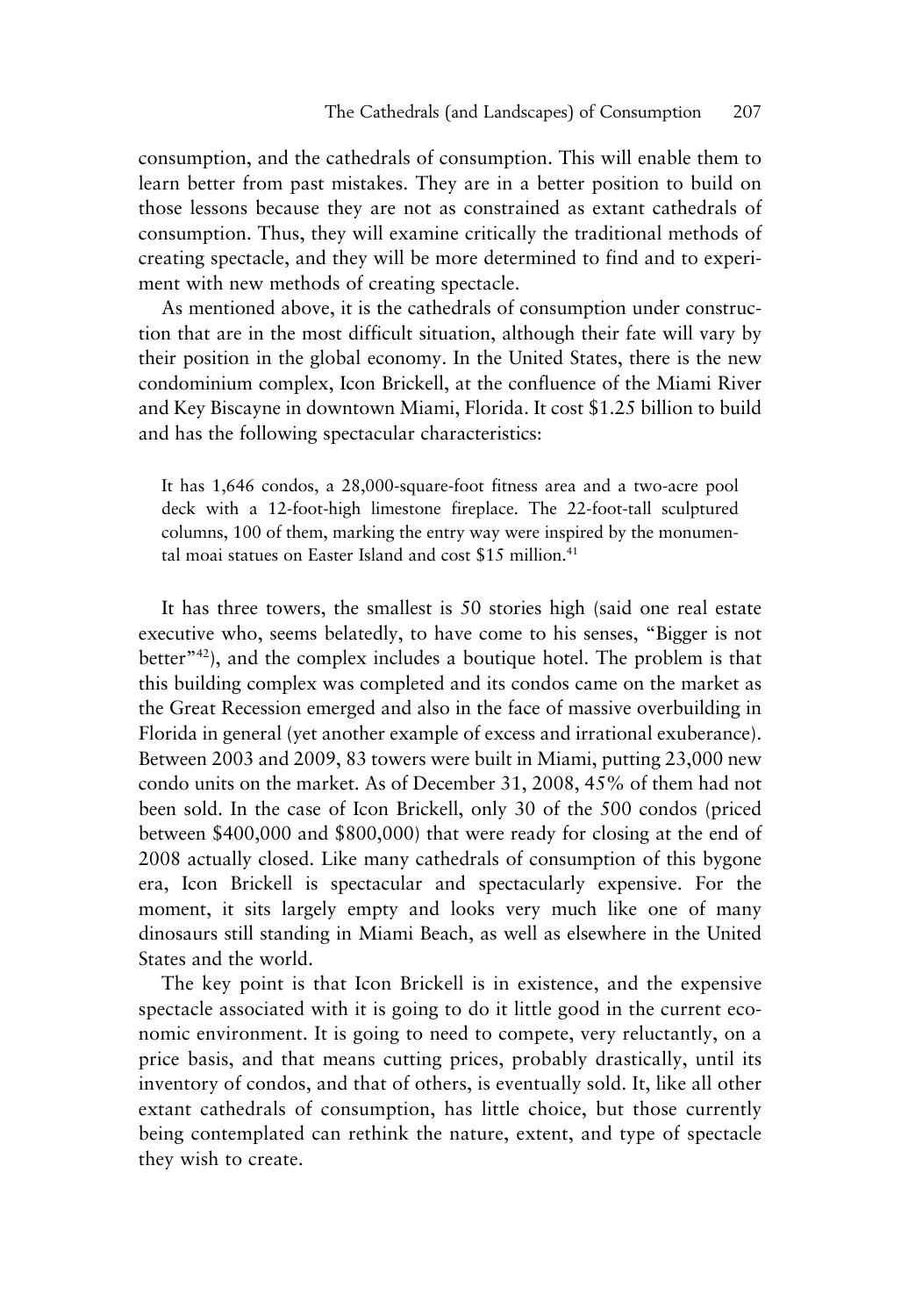consumption, and the cathedrals of consumption. This will enable them to learn better from past mistakes. They are in a better position to build on those lessons because they are not as constrained as extant cathedrals of consumption. Thus, they will examine critically the traditional methods of creating spectacle, and they will be more determined to find and to experiment with new methods of creating spectacle.

As mentioned above, it is the cathedrals of consumption under construction that are in the most difficult situation, although their fate will vary by their position in the global economy. In the United States, there is the new condominium complex, Icon Brickell, at the confluence of the Miami River and Key Biscayne in downtown Miami, Florida. It cost $1.25 billion to build and has the following spectacular characteristics:

> It has 1,646 condos, a 28,000-square-foot fitness area and a two-acre pool deck with a 12-foot-high limestone fireplace. The 22-foot-tall sculptured columns, 100 of them, marking the entry way were inspired by the monumental moai statues on Easter Island and cost $15 million.[41]

It has three towers, the smallest is 50 stories high (said one real estate executive who, seems belatedly, to have come to his senses, "Bigger is not better"[42]), and the complex includes a boutique hotel. The problem is that this building complex was completed and its condos came on the market as the Great Recession emerged and also in the face of massive overbuilding in Florida in general (yet another example of excess and irrational exuberance). Between 2003 and 2009, 83 towers were built in Miami, putting 23,000 new condo units on the market. As of December 31, 2008, 45% of them had not been sold. In the case of Icon Brickell, only 30 of the 500 condos (priced between $400,000 and $800,000) that were ready for closing at the end of 2008 actually closed. Like many cathedrals of consumption of this bygone era, Icon Brickell is spectacular and spectacularly expensive. For the moment, it sits largely empty and looks very much like one of many dinosaurs still standing in Miami Beach, as well as elsewhere in the United States and the world.

The key point is that Icon Brickell is in existence, and the expensive spectacle associated with it is going to do it little good in the current economic environment. It is going to need to compete, very reluctantly, on a price basis, and that means cutting prices, probably drastically, until its inventory of condos, and that of others, is eventually sold. It, like all other extant cathedrals of consumption, has little choice, but those currently being contemplated can rethink the nature, extent, and type of spectacle they wish to create.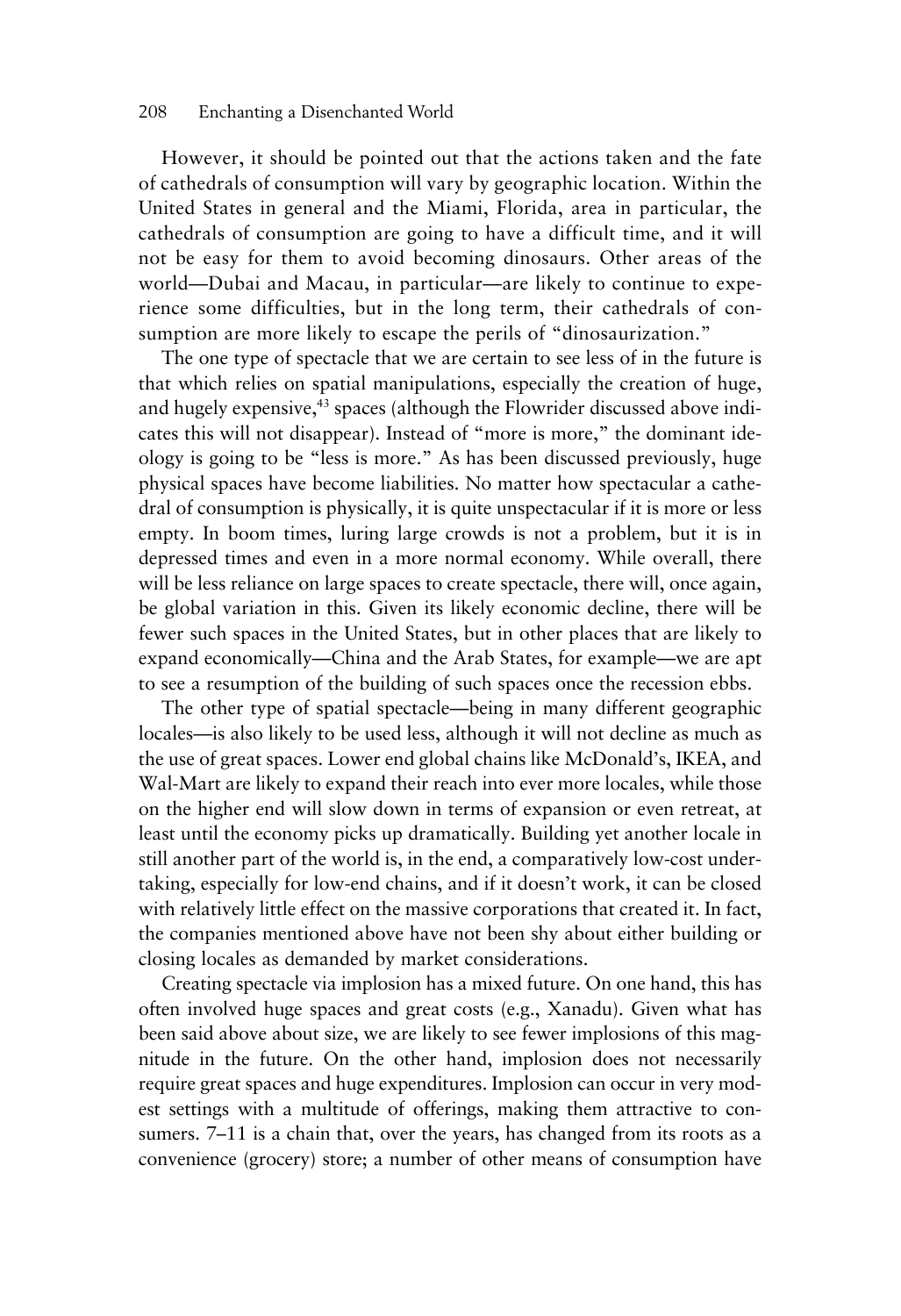However, it should be pointed out that the actions taken and the fate of cathedrals of consumption will vary by geographic location. Within the United States in general and the Miami, Florida, area in particular, the cathedrals of consumption are going to have a difficult time, and it will not be easy for them to avoid becoming dinosaurs. Other areas of the world—Dubai and Macau, in particular—are likely to continue to experience some difficulties, but in the long term, their cathedrals of consumption are more likely to escape the perils of "dinosaurization."

The one type of spectacle that we are certain to see less of in the future is that which relies on spatial manipulations, especially the creation of huge, and hugely expensive,[43] spaces (although the Flowrider discussed above indicates this will not disappear). Instead of "more is more," the dominant ideology is going to be "less is more." As has been discussed previously, huge physical spaces have become liabilities. No matter how spectacular a cathedral of consumption is physically, it is quite unspectacular if it is more or less empty. In boom times, luring large crowds is not a problem, but it is in depressed times and even in a more normal economy. While overall, there will be less reliance on large spaces to create spectacle, there will, once again, be global variation in this. Given its likely economic decline, there will be fewer such spaces in the United States, but in other places that are likely to expand economically—China and the Arab States, for example—we are apt to see a resumption of the building of such spaces once the recession ebbs.

The other type of spatial spectacle—being in many different geographic locales—is also likely to be used less, although it will not decline as much as the use of great spaces. Lower end global chains like McDonald's, IKEA, and Wal-Mart are likely to expand their reach into ever more locales, while those on the higher end will slow down in terms of expansion or even retreat, at least until the economy picks up dramatically. Building yet another locale in still another part of the world is, in the end, a comparatively low-cost undertaking, especially for low-end chains, and if it doesn't work, it can be closed with relatively little effect on the massive corporations that created it. In fact, the companies mentioned above have not been shy about either building or closing locales as demanded by market considerations.

Creating spectacle via implosion has a mixed future. On one hand, this has often involved huge spaces and great costs (e.g., Xanadu). Given what has been said above about size, we are likely to see fewer implosions of this magnitude in the future. On the other hand, implosion does not necessarily require great spaces and huge expenditures. Implosion can occur in very modest settings with a multitude of offerings, making them attractive to consumers. 7–11 is a chain that, over the years, has changed from its roots as a convenience (grocery) store; a number of other means of consumption have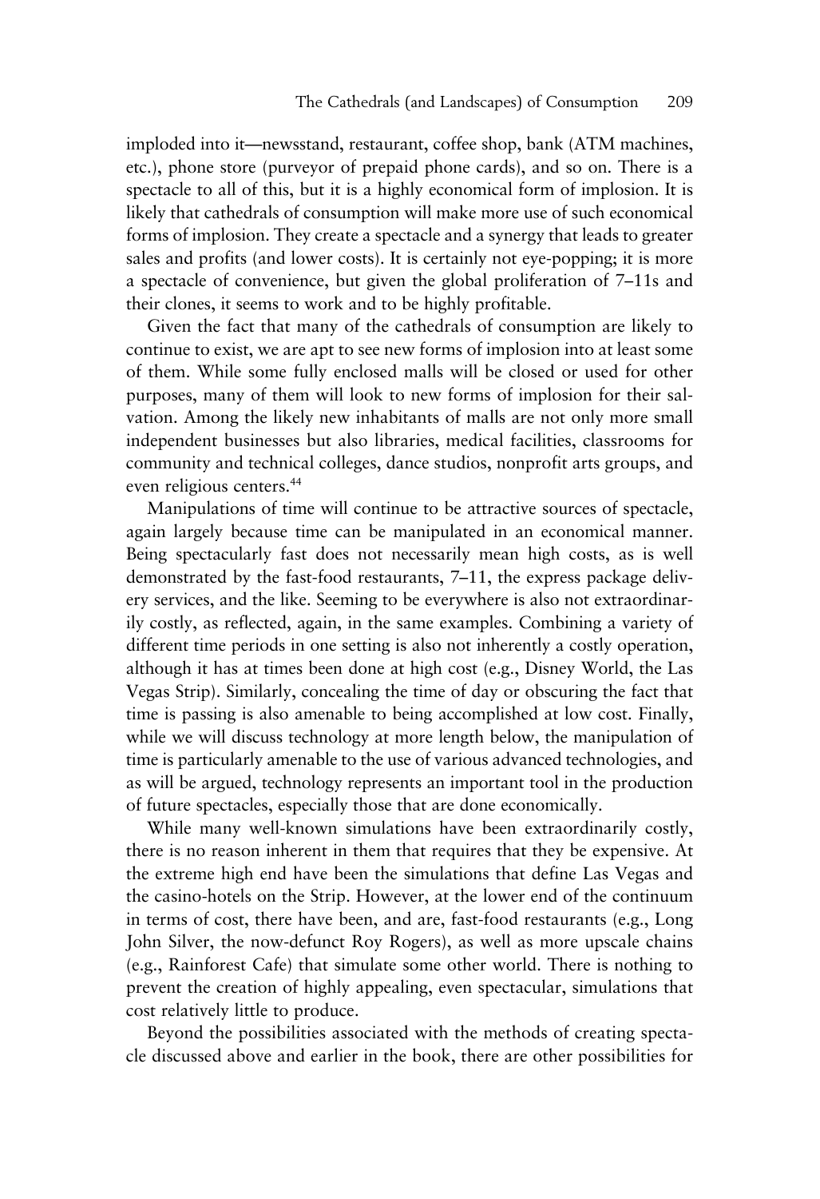imploded into it—newsstand, restaurant, coffee shop, bank (ATM machines, etc.), phone store (purveyor of prepaid phone cards), and so on. There is a spectacle to all of this, but it is a highly economical form of implosion. It is likely that cathedrals of consumption will make more use of such economical forms of implosion. They create a spectacle and a synergy that leads to greater sales and profits (and lower costs). It is certainly not eye-popping; it is more a spectacle of convenience, but given the global proliferation of 7–11s and their clones, it seems to work and to be highly profitable.

Given the fact that many of the cathedrals of consumption are likely to continue to exist, we are apt to see new forms of implosion into at least some of them. While some fully enclosed malls will be closed or used for other purposes, many of them will look to new forms of implosion for their salvation. Among the likely new inhabitants of malls are not only more small independent businesses but also libraries, medical facilities, classrooms for community and technical colleges, dance studios, nonprofit arts groups, and even religious centers.[44]

Manipulations of time will continue to be attractive sources of spectacle, again largely because time can be manipulated in an economical manner. Being spectacularly fast does not necessarily mean high costs, as is well demonstrated by the fast-food restaurants, 7–11, the express package delivery services, and the like. Seeming to be everywhere is also not extraordinarily costly, as reflected, again, in the same examples. Combining a variety of different time periods in one setting is also not inherently a costly operation, although it has at times been done at high cost (e.g., Disney World, the Las Vegas Strip). Similarly, concealing the time of day or obscuring the fact that time is passing is also amenable to being accomplished at low cost. Finally, while we will discuss technology at more length below, the manipulation of time is particularly amenable to the use of various advanced technologies, and as will be argued, technology represents an important tool in the production of future spectacles, especially those that are done economically.

While many well-known simulations have been extraordinarily costly, there is no reason inherent in them that requires that they be expensive. At the extreme high end have been the simulations that define Las Vegas and the casino-hotels on the Strip. However, at the lower end of the continuum in terms of cost, there have been, and are, fast-food restaurants (e.g., Long John Silver, the now-defunct Roy Rogers), as well as more upscale chains (e.g., Rainforest Cafe) that simulate some other world. There is nothing to prevent the creation of highly appealing, even spectacular, simulations that cost relatively little to produce.

Beyond the possibilities associated with the methods of creating spectacle discussed above and earlier in the book, there are other possibilities for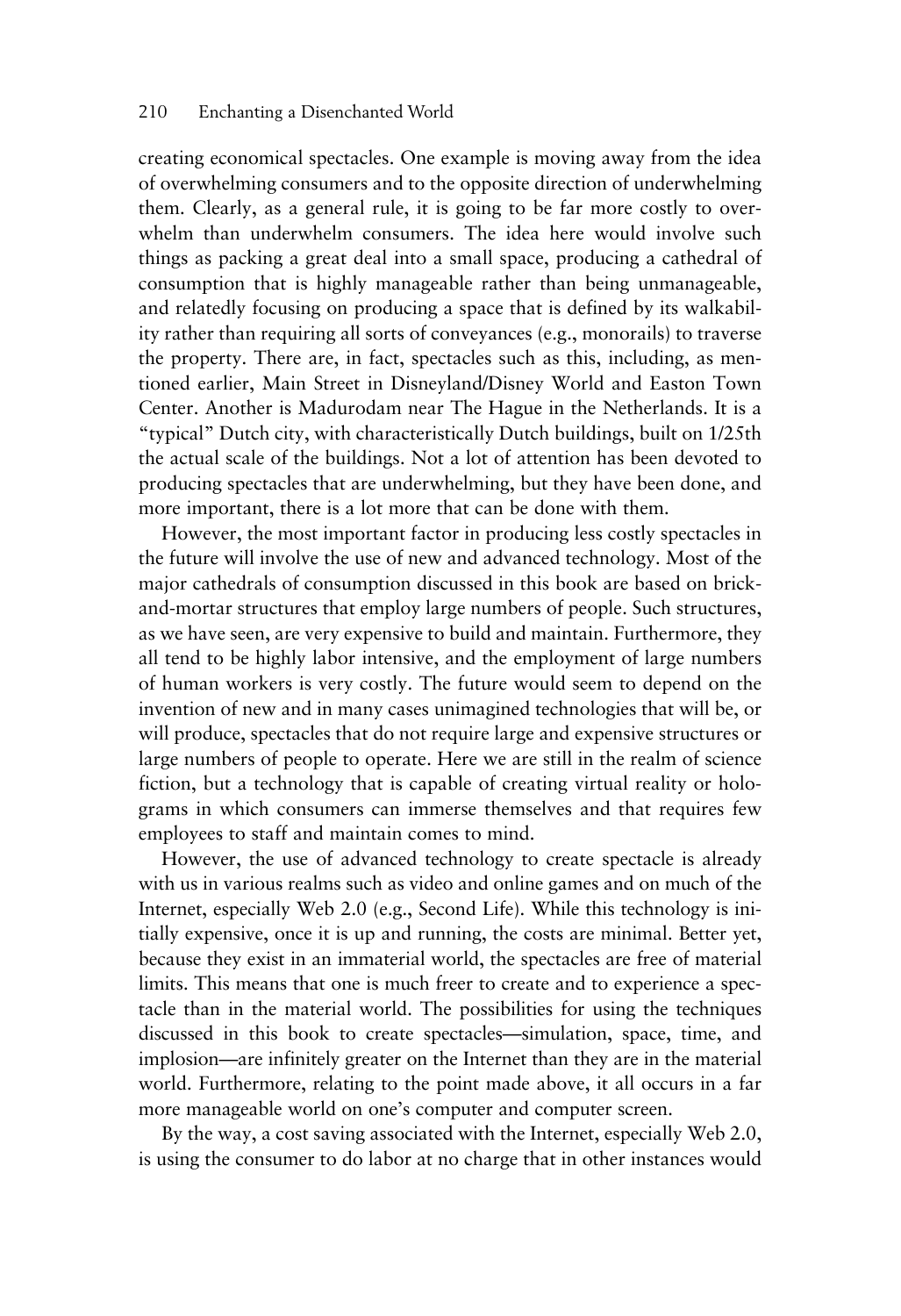creating economical spectacles. One example is moving away from the idea of overwhelming consumers and to the opposite direction of underwhelming them. Clearly, as a general rule, it is going to be far more costly to overwhelm than underwhelm consumers. The idea here would involve such things as packing a great deal into a small space, producing a cathedral of consumption that is highly manageable rather than being unmanageable, and relatedly focusing on producing a space that is defined by its walkability rather than requiring all sorts of conveyances (e.g., monorails) to traverse the property. There are, in fact, spectacles such as this, including, as mentioned earlier, Main Street in Disneyland/Disney World and Easton Town Center. Another is Madurodam near The Hague in the Netherlands. It is a "typical" Dutch city, with characteristically Dutch buildings, built on 1/25th the actual scale of the buildings. Not a lot of attention has been devoted to producing spectacles that are underwhelming, but they have been done, and more important, there is a lot more that can be done with them.

However, the most important factor in producing less costly spectacles in the future will involve the use of new and advanced technology. Most of the major cathedrals of consumption discussed in this book are based on brick-and-mortar structures that employ large numbers of people. Such structures, as we have seen, are very expensive to build and maintain. Furthermore, they all tend to be highly labor intensive, and the employment of large numbers of human workers is very costly. The future would seem to depend on the invention of new and in many cases unimagined technologies that will be, or will produce, spectacles that do not require large and expensive structures or large numbers of people to operate. Here we are still in the realm of science fiction, but a technology that is capable of creating virtual reality or holograms in which consumers can immerse themselves and that requires few employees to staff and maintain comes to mind.

However, the use of advanced technology to create spectacle is already with us in various realms such as video and online games and on much of the Internet, especially Web 2.0 (e.g., Second Life). While this technology is initially expensive, once it is up and running, the costs are minimal. Better yet, because they exist in an immaterial world, the spectacles are free of material limits. This means that one is much freer to create and to experience a spectacle than in the material world. The possibilities for using the techniques discussed in this book to create spectacles—simulation, space, time, and implosion—are infinitely greater on the Internet than they are in the material world. Furthermore, relating to the point made above, it all occurs in a far more manageable world on one's computer and computer screen.

By the way, a cost saving associated with the Internet, especially Web 2.0, is using the consumer to do labor at no charge that in other instances would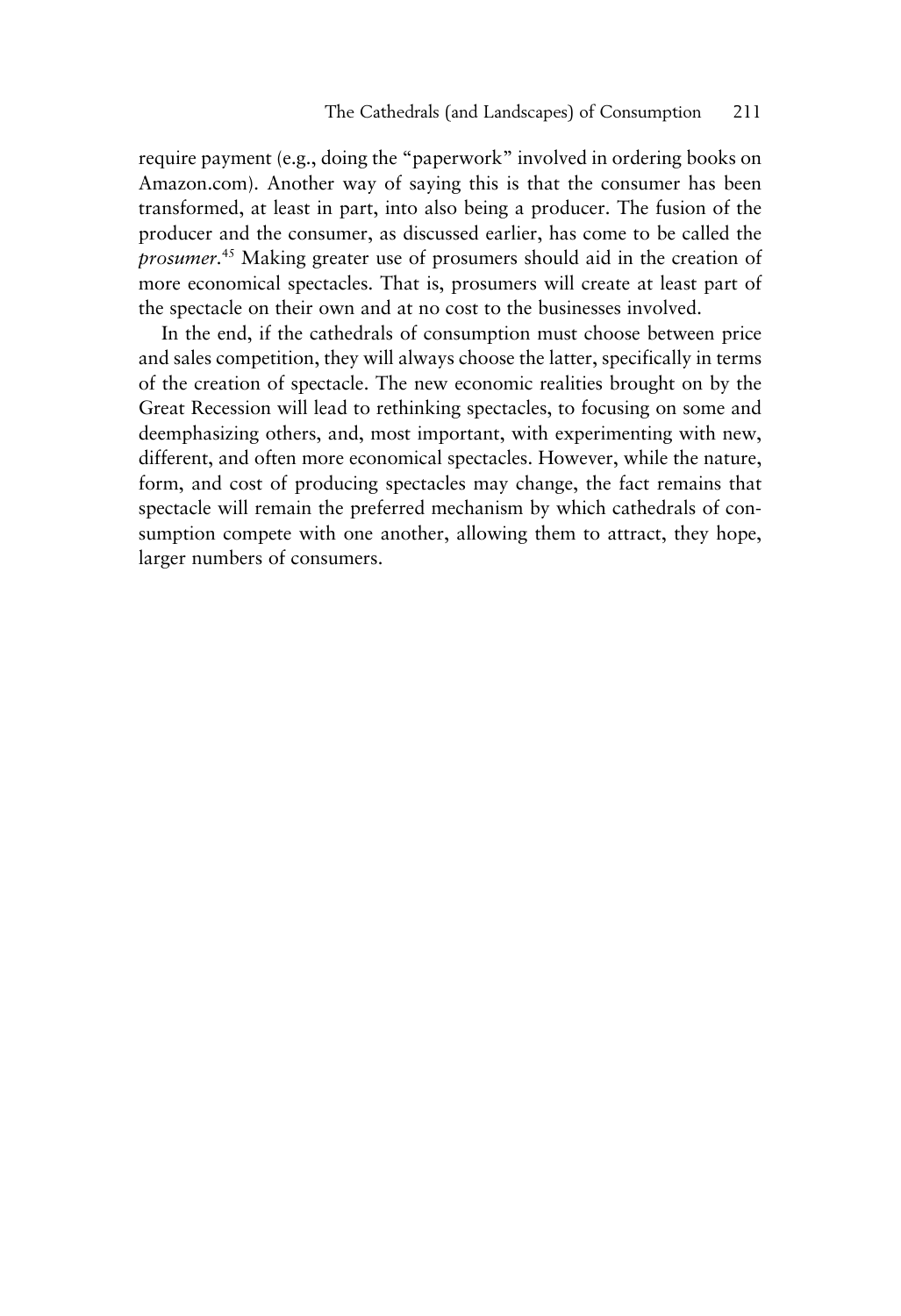require payment (e.g., doing the "paperwork" involved in ordering books on Amazon.com). Another way of saying this is that the consumer has been transformed, at least in part, into also being a producer. The fusion of the producer and the consumer, as discussed earlier, has come to be called the *prosumer*.[45] Making greater use of prosumers should aid in the creation of more economical spectacles. That is, prosumers will create at least part of the spectacle on their own and at no cost to the businesses involved.

In the end, if the cathedrals of consumption must choose between price and sales competition, they will always choose the latter, specifically in terms of the creation of spectacle. The new economic realities brought on by the Great Recession will lead to rethinking spectacles, to focusing on some and deemphasizing others, and, most important, with experimenting with new, different, and often more economical spectacles. However, while the nature, form, and cost of producing spectacles may change, the fact remains that spectacle will remain the preferred mechanism by which cathedrals of consumption compete with one another, allowing them to attract, they hope, larger numbers of consumers.